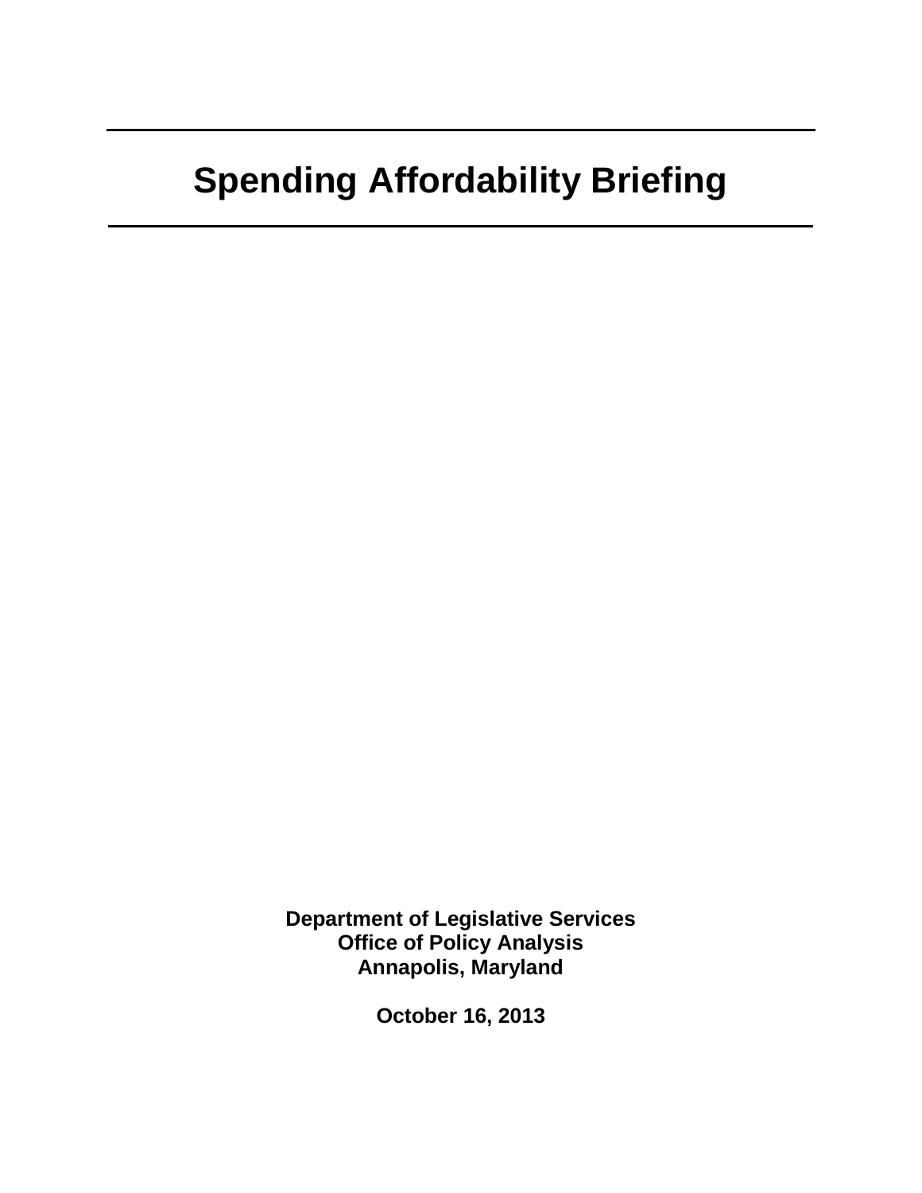# Spending Affordability Briefing

**Department of Legislative Services**
**Office of Policy Analysis**
**Annapolis, Maryland**

**October 16, 2013**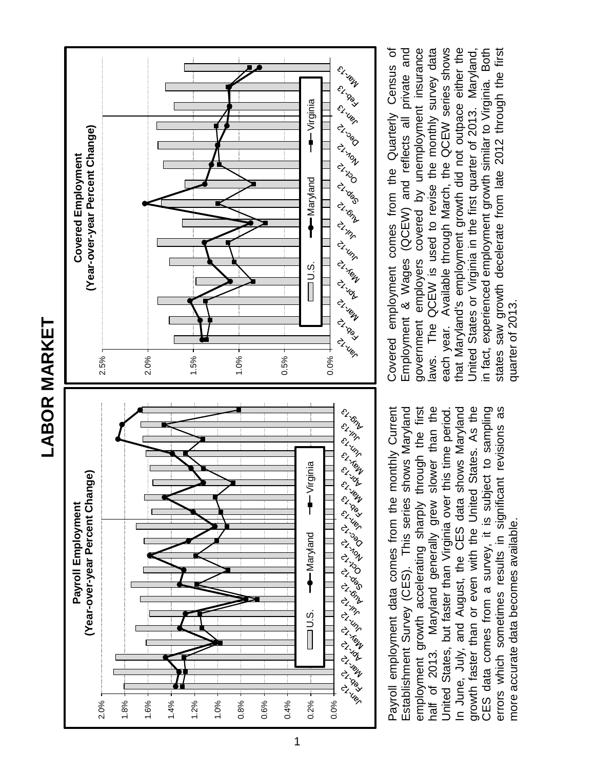# LABOR MARKET

**Payroll Employment**
**(Year-over-year Percent Change)**

Payroll employment data comes from the monthly Current Establishment Survey (CES). This series shows Maryland employment growth accelerating sharply through the first half of 2013. Maryland generally grew slower than the United States, but faster than Virginia over this time period. In June, July, and August, the CES data shows Maryland growth faster than or even with the United States. As the CES data comes from a survey, it is subject to sampling errors which sometimes results in significant revisions as more accurate data becomes available.

**Covered Employment**
**(Year-over-year Percent Change)**

Covered employment comes from the Quarterly Census of Employment & Wages (QCEW) and reflects all private and government employers covered by unemployment insurance laws. The QCEW is used to revise the monthly survey data each year. Available through March, the QCEW series shows that Maryland's employment growth did not outpace either the United States or Virginia in the first quarter of 2013. Maryland, in fact, experienced employment growth similar to Virginia. Both states saw growth decelerate from late 2012 through the first quarter of 2013.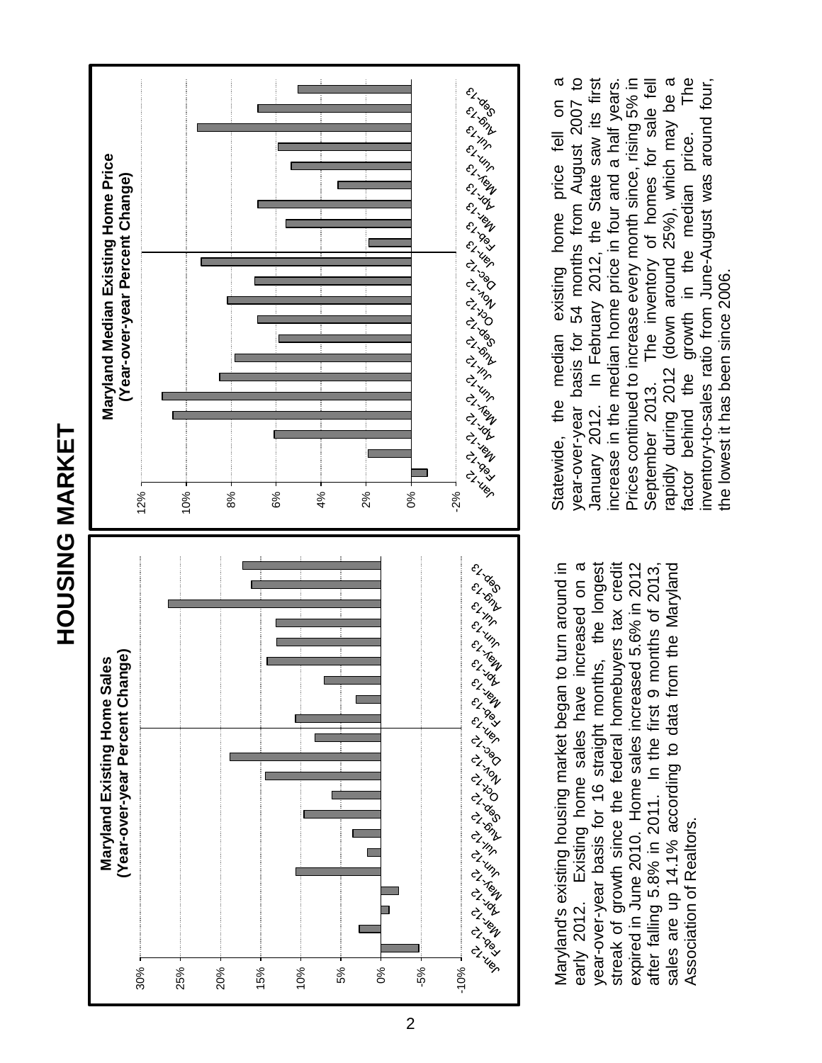# HOUSING MARKET

**Maryland Existing Home Sales**
**(Year-over-year Percent Change)**

Maryland's existing housing market began to turn around in early 2012. Existing home sales have increased on a year-over-year basis for 16 straight months, the longest streak of growth since the federal homebuyers tax credit expired in June 2010. Home sales increased 5.6% in 2012 after falling 5.8% in 2011. In the first 9 months of 2013, sales are up 14.1% according to data from the Maryland Association of Realtors.

**Maryland Median Existing Home Price**
**(Year-over-year Percent Change)**

Statewide, the median existing home price fell on a year-over-year basis for 54 months from August 2007 to January 2012. In February 2012, the State saw its first increase in the median home price in four and a half years. Prices continued to increase every month since, rising 5% in September 2013. The inventory of homes for sale fell rapidly during 2012 (down around 25%), which may be a factor behind the growth in the median price. The inventory-to-sales ratio from June-August was around four, the lowest it has been since 2006.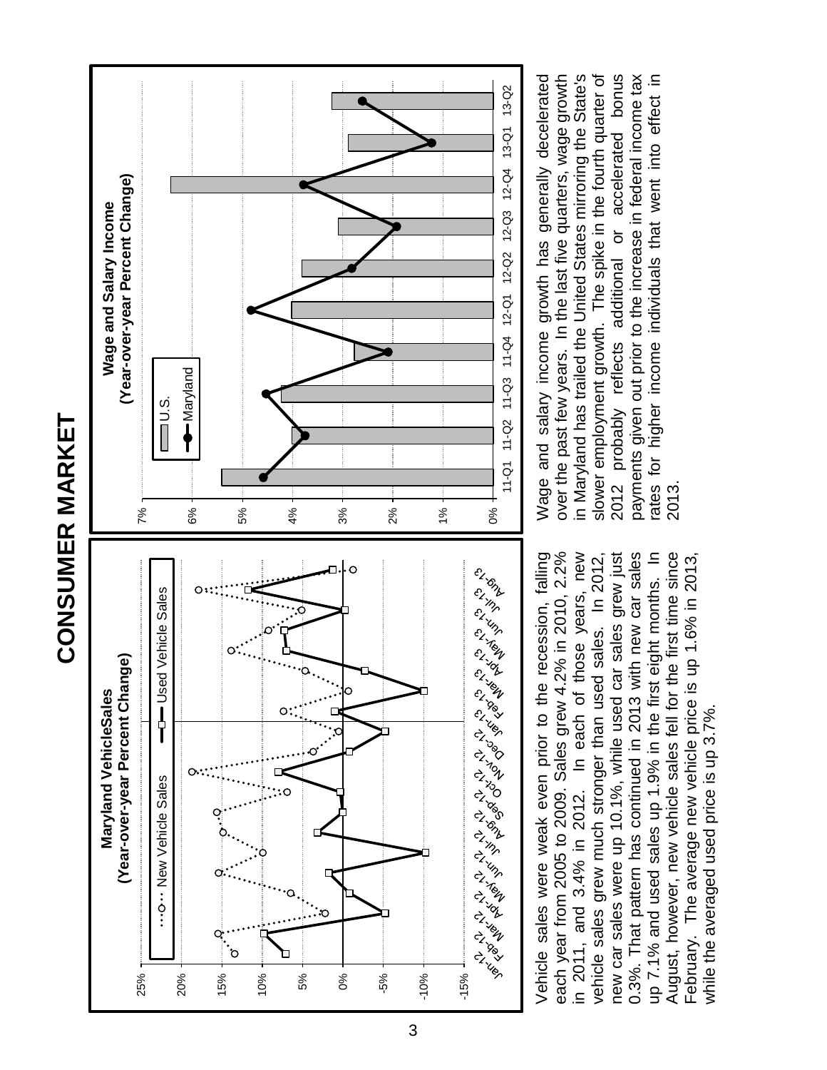# CONSUMER MARKET

**Maryland VehicleSales**
**(Year-over-year Percent Change)**

Vehicle sales were weak even prior to the recession, falling each year from 2005 to 2009. Sales grew 4.2% in 2010, 2.2% in 2011, and 3.4% in 2012. In each of those years, new vehicle sales grew much stronger than used sales. In 2012, new car sales were up 10.1%, while used car sales grew just 0.3%. That pattern has continued in 2013 with new car sales up 7.1% and used sales up 1.9% in the first eight months. In August, however, new vehicle sales fell for the first time since February. The average new vehicle price is up 1.6% in 2013, while the averaged used price is up 3.7%.

**Wage and Salary Income**
**(Year-over-year Percent Change)**

Wage and salary income growth has generally decelerated over the past few years. In the last five quarters, wage growth in Maryland has trailed the United States mirroring the State's slower employment growth. The spike in the fourth quarter of 2012 probably reflects additional or accelerated bonus payments given out prior to the increase in federal income tax rates for higher income individuals that went into effect in 2013.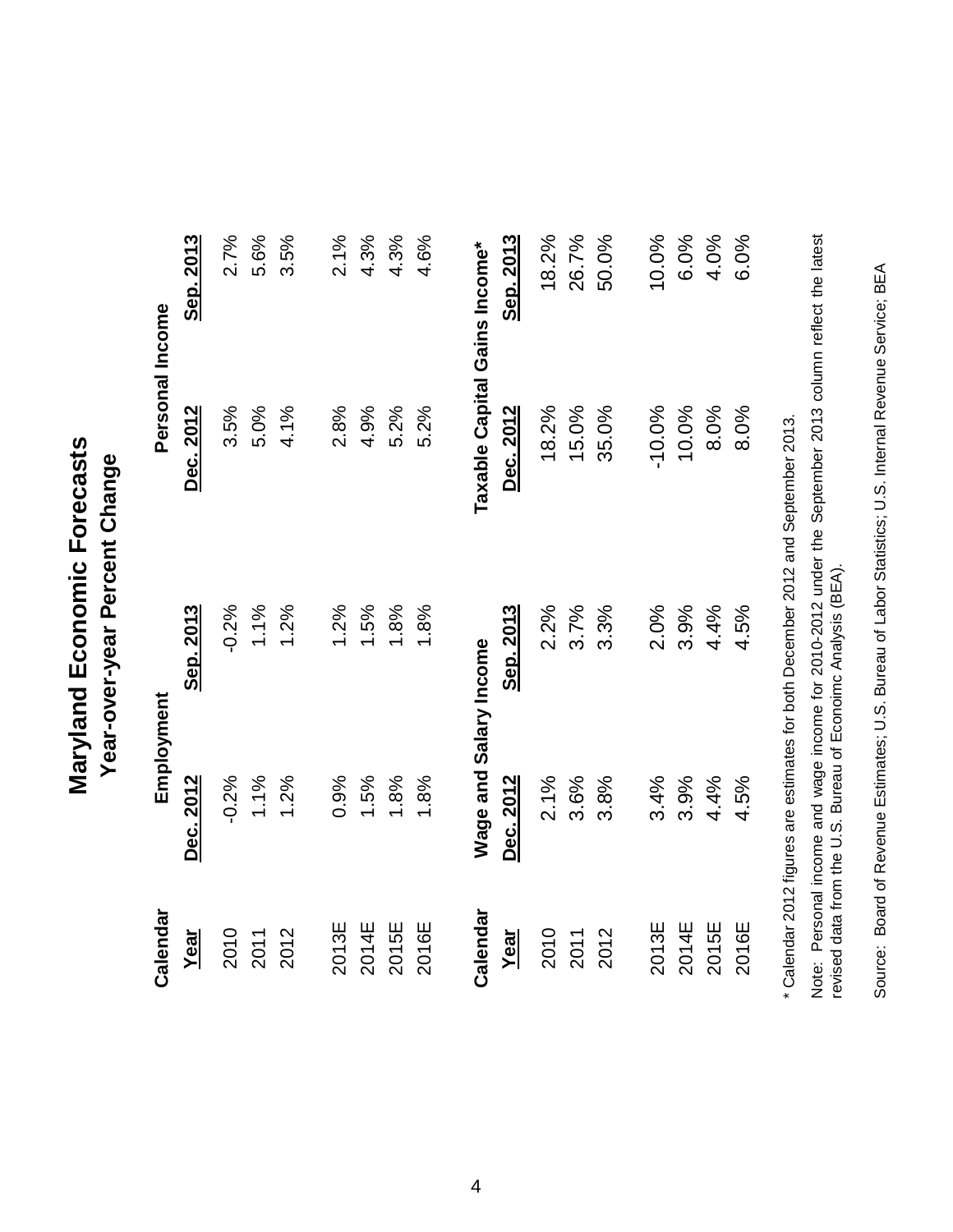# Maryland Economic Forecasts

## Year-over-year Percent Change

| Calendar | Employment | | Personal Income | |
|---|---|---|---|---|
| Year | Dec. 2012 | Sep. 2013 | Dec. 2012 | Sep. 2013 |
| 2010 | -0.2% | -0.2% | 3.5% | 2.7% |
| 2011 | 1.1% | 1.1% | 5.0% | 5.6% |
| 2012 | 1.2% | 1.2% | 4.1% | 3.5% |
| | | | | |
| 2013E | 0.9% | 1.2% | 2.8% | 2.1% |
| 2014E | 1.5% | 1.5% | 4.9% | 4.3% |
| 2015E | 1.8% | 1.8% | 5.2% | 4.3% |
| 2016E | 1.8% | 1.8% | 5.2% | 4.6% |

| Calendar | Wage and Salary Income | | Taxable Capital Gains Income* | |
|---|---|---|---|---|
| Year | Dec. 2012 | Sep. 2013 | Dec. 2012 | Sep. 2013 |
| 2010 | 2.1% | 2.2% | 18.2% | 18.2% |
| 2011 | 3.6% | 3.7% | 15.0% | 26.7% |
| 2012 | 3.8% | 3.3% | 35.0% | 50.0% |
| | | | | |
| 2013E | 3.4% | 2.0% | -10.0% | 10.0% |
| 2014E | 3.9% | 3.9% | 10.0% | 6.0% |
| 2015E | 4.4% | 4.4% | 8.0% | 4.0% |
| 2016E | 4.5% | 4.5% | 8.0% | 6.0% |

* Calendar 2012 figures are estimates for both December 2012 and September 2013.

Note: Personal income and wage income for 2010-2012 under the September 2013 column reflect the latest revised data from the U.S. Bureau of Econoimc Analysis (BEA).

Source: Board of Revenue Estimates; U.S. Bureau of Labor Statistics; U.S. Internal Revenue Service; BEA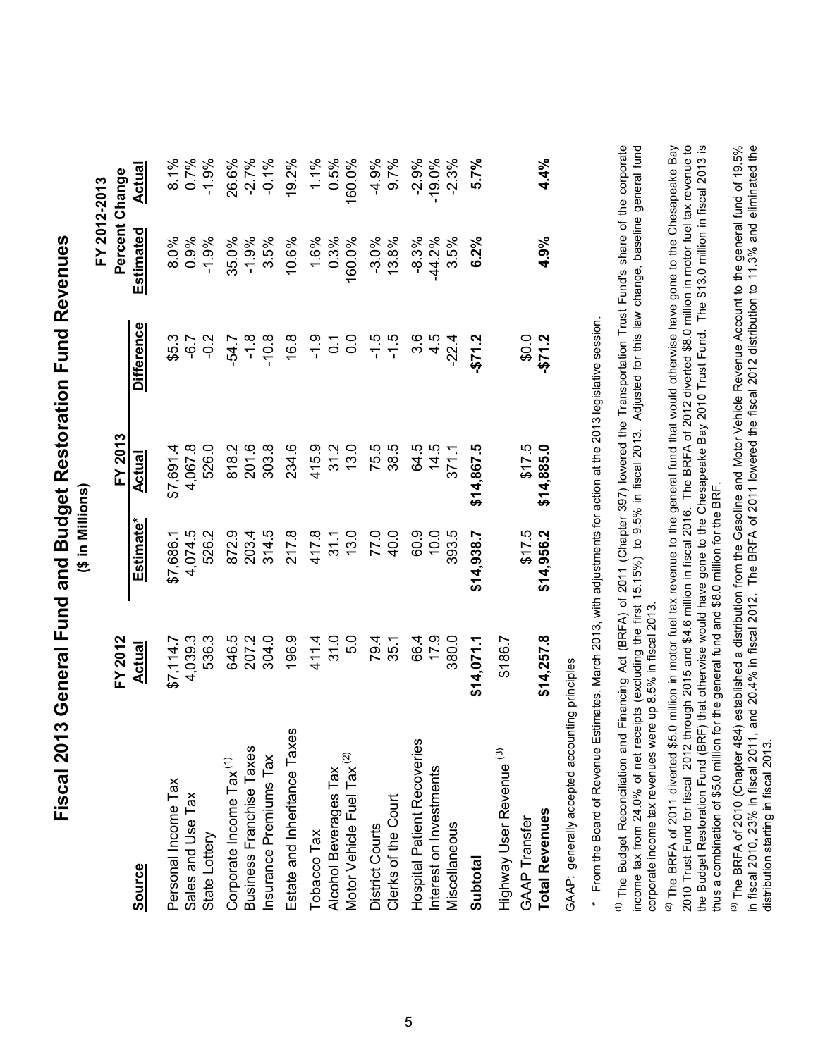# Fiscal 2013 General Fund and Budget Restoration Fund Revenues

**($ in Millions)**

| Source | FY 2012 Actual | FY 2013 Estimate* | FY 2013 Actual | Difference | FY 2012-2013 Percent Change Estimated | FY 2012-2013 Percent Change Actual |
|---|---|---|---|---|---|---|
| Personal Income Tax | $7,114.7 | $7,686.1 | $7,691.4 | $5.3 | 8.0% | 8.1% |
| Sales and Use Tax | 4,039.3 | 4,074.5 | 4,067.8 | -6.7 | 0.9% | 0.7% |
| State Lottery | 536.3 | 526.2 | 526.0 | -0.2 | -1.9% | -1.9% |
| Corporate Income Tax [1] | 646.5 | 872.9 | 818.2 | -54.7 | 35.0% | 26.6% |
| Business Franchise Taxes | 207.2 | 203.4 | 201.6 | -1.8 | -1.9% | -2.7% |
| Insurance Premiums Tax | 304.0 | 314.5 | 303.8 | -10.8 | 3.5% | -0.1% |
| Estate and Inheritance Taxes | 196.9 | 217.8 | 234.6 | 16.8 | 10.6% | 19.2% |
| Tobacco Tax | 411.4 | 417.8 | 415.9 | -1.9 | 1.6% | 1.1% |
| Alcohol Beverages Tax | 31.0 | 31.1 | 31.2 | 0.1 | 0.3% | 0.5% |
| Motor Vehicle Fuel Tax [2] | 5.0 | 13.0 | 13.0 | 0.0 | 160.0% | 160.0% |
| District Courts | 79.4 | 77.0 | 75.5 | -1.5 | -3.0% | -4.9% |
| Clerks of the Court | 35.1 | 40.0 | 38.5 | -1.5 | 13.8% | 9.7% |
| Hospital Patient Recoveries | 66.4 | 60.9 | 64.5 | 3.6 | -8.3% | -2.9% |
| Interest on Investments | 17.9 | 10.0 | 14.5 | 4.5 | -44.2% | -19.0% |
| Miscellaneous | 380.0 | 393.5 | 371.1 | -22.4 | 3.5% | -2.3% |
| **Subtotal** | **$14,071.1** | **$14,938.7** | **$14,867.5** | **-$71.2** | **6.2%** | **5.7%** |
| Highway User Revenue [3] | $186.7 | | | | | |
| GAAP Transfer | | $17.5 | $17.5 | $0.0 | | |
| **Total Revenues** | **$14,257.8** | **$14,956.2** | **$14,885.0** | **-$71.2** | **4.9%** | **4.4%** |

GAAP: generally accepted accounting principles

\* From the Board of Revenue Estimates, March 2013, with adjustments for action at the 2013 legislative session.

[1] The Budget Reconciliation and Financing Act (BRFA) of 2011 (Chapter 397) lowered the Transportation Trust Fund's share of the corporate income tax from 24.0% of net receipts (excluding the first 15.15%) to 9.5% in fiscal 2013. Adjusted for this law change, baseline general fund corporate income tax revenues were up 8.5% in fiscal 2013.

[2] The BRFA of 2011 diverted $5.0 million in motor fuel tax revenue to the general fund that would otherwise have gone to the Chesapeake Bay 2010 Trust Fund for fiscal 2012 through 2015 and $4.6 million in fiscal 2016. The BRFA of 2012 diverted $8.0 million in motor fuel tax revenue to the Budget Restoration Fund (BRF) that otherwise would have gone to the Chesapeake Bay 2010 Trust Fund. The $13.0 million in fiscal 2013 is thus a combination of $5.0 million for the general fund and $8.0 million for the BRF.

[3] The BRFA of 2010 (Chapter 484) established a distribution from the Gasoline and Motor Vehicle Revenue Account to the general fund of 19.5% in fiscal 2010, 23% in fiscal 2011, and 20.4% in fiscal 2012. The BRFA of 2011 lowered the fiscal 2012 distribution to 11.3% and eliminated the distribution starting in fiscal 2013.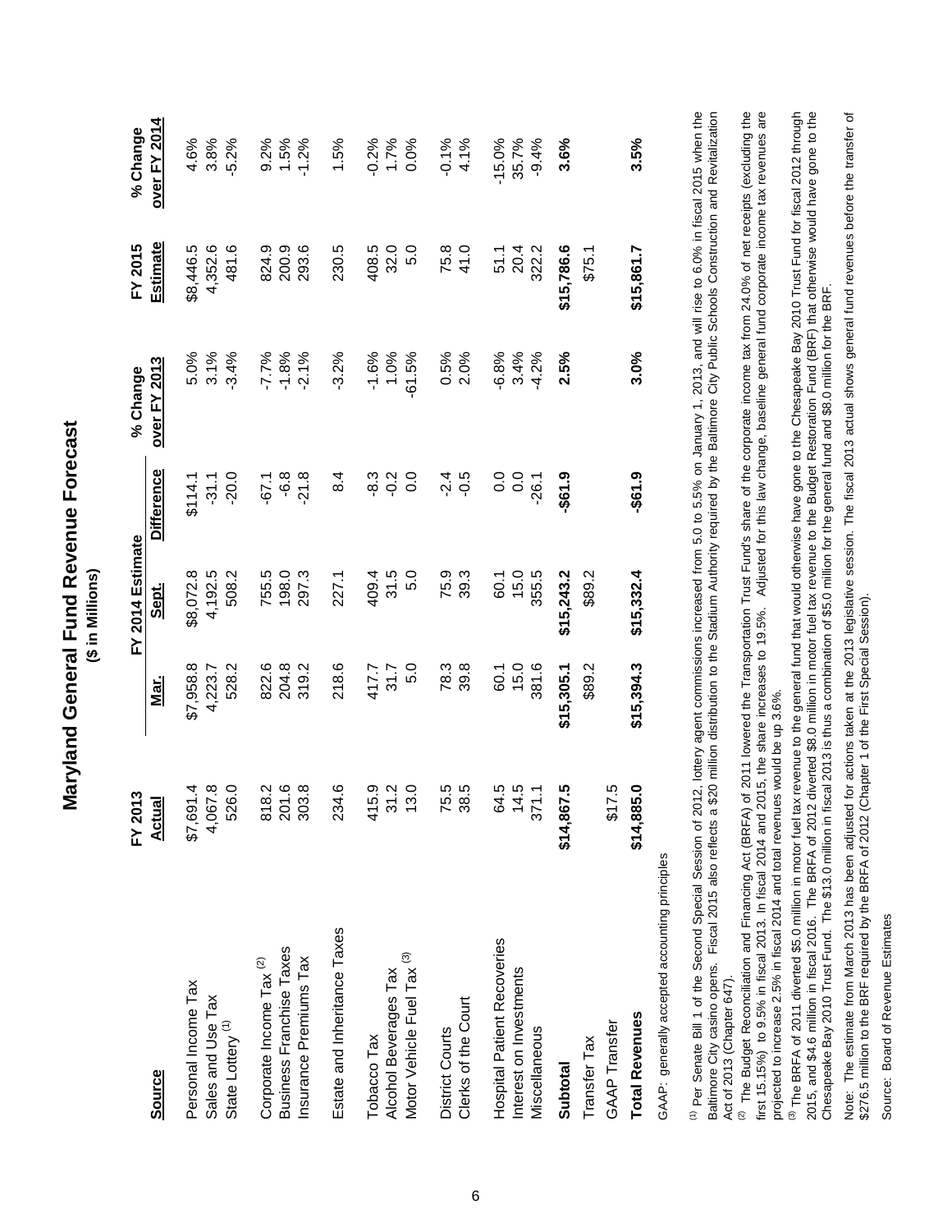# Maryland General Fund Revenue Forecast

**($ in Millions)**

| Source | FY 2013 Actual | FY 2014 Estimate Mar. | FY 2014 Estimate Sept. | FY 2014 Estimate Difference | % Change over FY 2013 | FY 2015 Estimate | % Change over FY 2014 |
|---|---|---|---|---|---|---|---|
| Personal Income Tax | $7,691.4 | $7,958.8 | $8,072.8 | $114.1 | 5.0% | $8,446.5 | 4.6% |
| Sales and Use Tax | 4,067.8 | 4,223.7 | 4,192.5 | -31.1 | 3.1% | 4,352.6 | 3.8% |
| State Lottery [1] | 526.0 | 528.2 | 508.2 | -20.0 | -3.4% | 481.6 | -5.2% |
| Corporate Income Tax [2] | 818.2 | 822.6 | 755.5 | -67.1 | -7.7% | 824.9 | 9.2% |
| Business Franchise Taxes | 201.6 | 204.8 | 198.0 | -6.8 | -1.8% | 200.9 | 1.5% |
| Insurance Premiums Tax | 303.8 | 319.2 | 297.3 | -21.8 | -2.1% | 293.6 | -1.2% |
| Estate and Inheritance Taxes | 234.6 | 218.6 | 227.1 | 8.4 | -3.2% | 230.5 | 1.5% |
| Tobacco Tax | 415.9 | 417.7 | 409.4 | -8.3 | -1.6% | 408.5 | -0.2% |
| Alcohol Beverages Tax | 31.2 | 31.7 | 31.5 | -0.2 | 1.0% | 32.0 | 1.7% |
| Motor Vehicle Fuel Tax [3] | 13.0 | 5.0 | 5.0 | 0.0 | -61.5% | 5.0 | 0.0% |
| District Courts | 75.5 | 78.3 | 75.9 | -2.4 | 0.5% | 75.8 | -0.1% |
| Clerks of the Court | 38.5 | 39.8 | 39.3 | -0.5 | 2.0% | 41.0 | 4.1% |
| Hospital Patient Recoveries | 64.5 | 60.1 | 60.1 | 0.0 | -6.8% | 51.1 | -15.0% |
| Interest on Investments | 14.5 | 15.0 | 15.0 | 0.0 | 3.4% | 20.4 | 35.7% |
| Miscellaneous | 371.1 | 381.6 | 355.5 | -26.1 | -4.2% | 322.2 | -9.4% |
| **Subtotal** | **$14,867.5** | **$15,305.1** | **$15,243.2** | **-$61.9** | **2.5%** | **$15,786.6** | **3.6%** |
| Transfer Tax | | $89.2 | $89.2 | | | $75.1 | |
| GAAP Transfer | $17.5 | | | | | | |
| **Total Revenues** | **$14,885.0** | **$15,394.3** | **$15,332.4** | **-$61.9** | **3.0%** | **$15,861.7** | **3.5%** |

GAAP: generally accepted accounting principles

[1] Per Senate Bill 1 of the Second Special Session of 2012, lottery agent commissions increased from 5.0 to 5.5% on January 1, 2013, and will rise to 6.0% in fiscal 2015 when the Baltimore City casino opens. Fiscal 2015 also reflects a $20 million distribution to the Stadium Authority required by the Baltimore City Public Schools Construction and Revitalization Act of 2013 (Chapter 647).

[2] The Budget Reconciliation and Financing Act (BRFA) of 2011 lowered the Transportation Trust Fund's share of the corporate income tax from 24.0% of net receipts (excluding the first 15.15%) to 9.5% in fiscal 2013. In fiscal 2014 and 2015, the share increases to 19.5%. Adjusted for this law change, baseline general fund corporate income tax revenues are projected to increase 2.5% in fiscal 2014 and total revenues would be up 3.6%.

[3] The BRFA of 2011 diverted $5.0 million in motor fuel tax revenue to the general fund that would otherwise have gone to the Chesapeake Bay 2010 Trust Fund for fiscal 2012 through 2015, and $4.6 million in fiscal 2016. The BRFA of 2012 diverted $8.0 million in motor fuel tax revenue to the Budget Restoration Fund (BRF) that otherwise would have gone to the Chesapeake Bay 2010 Trust Fund. The $13.0 million in fiscal 2013 is thus a combination of $5.0 million for the general fund and $8.0 million for the BRF.

Note: The estimate from March 2013 has been adjusted for actions taken at the 2013 legislative session. The fiscal 2013 actual shows general fund revenues before the transfer of $276.5 million to the BRF required by the BRFA of 2012 (Chapter 1 of the First Special Session).

Source: Board of Revenue Estimates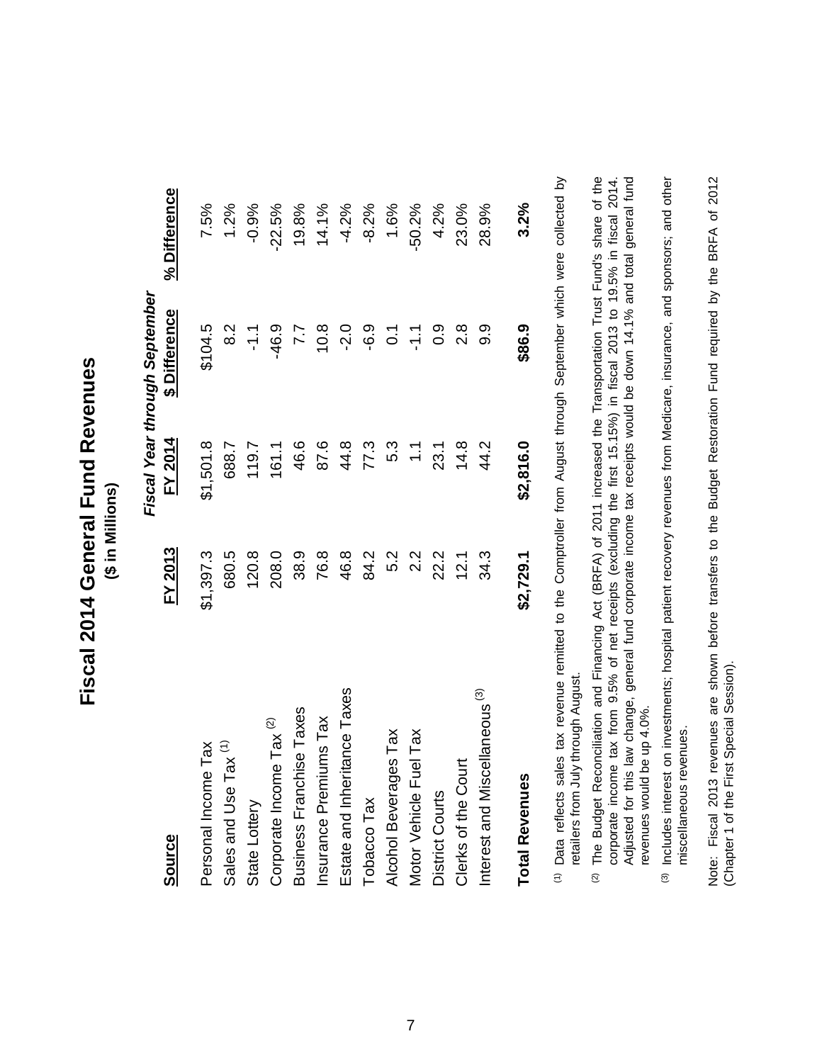# Fiscal 2014 General Fund Revenues

**($ in Millions)**

| Source | FY 2013 | FY 2014 | $ Difference | % Difference |
|---|---|---|---|---|
| | *Fiscal Year through September* | | | |
| Personal Income Tax | $1,397.3 | $1,501.8 | $104.5 | 7.5% |
| Sales and Use Tax [1] | 680.5 | 688.7 | 8.2 | 1.2% |
| State Lottery | 120.8 | 119.7 | -1.1 | -0.9% |
| Corporate Income Tax [2] | 208.0 | 161.1 | -46.9 | -22.5% |
| Business Franchise Taxes | 38.9 | 46.6 | 7.7 | 19.8% |
| Insurance Premiums Tax | 76.8 | 87.6 | 10.8 | 14.1% |
| Estate and Inheritance Taxes | 46.8 | 44.8 | -2.0 | -4.2% |
| Tobacco Tax | 84.2 | 77.3 | -6.9 | -8.2% |
| Alcohol Beverages Tax | 5.2 | 5.3 | 0.1 | 1.6% |
| Motor Vehicle Fuel Tax | 2.2 | 1.1 | -1.1 | -50.2% |
| District Courts | 22.2 | 23.1 | 0.9 | 4.2% |
| Clerks of the Court | 12.1 | 14.8 | 2.8 | 23.0% |
| Interest and Miscellaneous [3] | 34.3 | 44.2 | 9.9 | 28.9% |
| **Total Revenues** | **$2,729.1** | **$2,816.0** | **$86.9** | **3.2%** |

[1] Data reflects sales tax revenue remitted to the Comptroller from August through September which were collected by retailers from July through August.

[2] The Budget Reconciliation and Financing Act (BRFA) of 2011 increased the Transportation Trust Fund's share of the corporate income tax from 9.5% of net receipts (excluding the first 15.15%) in fiscal 2013 to 19.5% in fiscal 2014. Adjusted for this law change, general fund corporate income tax receipts would be down 14.1% and total general fund revenues would be up 4.0%.

[3] Includes interest on investments; hospital patient recovery revenues from Medicare, insurance, and sponsors; and other miscellaneous revenues.

Note: Fiscal 2013 revenues are shown before transfers to the Budget Restoration Fund required by the BRFA of 2012 (Chapter 1 of the First Special Session).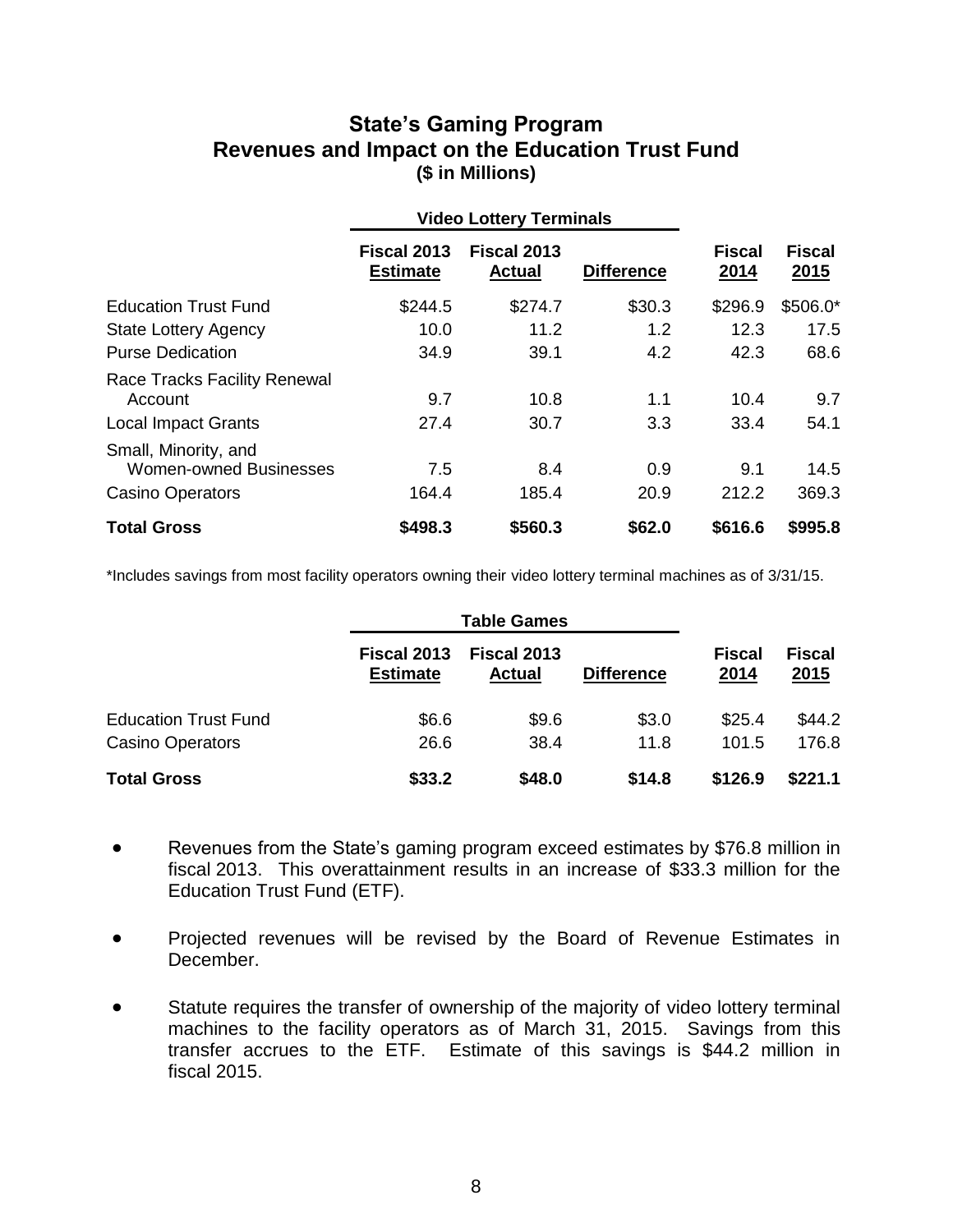# State's Gaming Program
## Revenues and Impact on the Education Trust Fund
**($ in Millions)**

| | Video Lottery Terminals | | | | |
|---|---|---|---|---|---|
| | Fiscal 2013 Estimate | Fiscal 2013 Actual | Difference | Fiscal 2014 | Fiscal 2015 |
| Education Trust Fund | $244.5 | $274.7 | $30.3 | $296.9 | $506.0* |
| State Lottery Agency | 10.0 | 11.2 | 1.2 | 12.3 | 17.5 |
| Purse Dedication | 34.9 | 39.1 | 4.2 | 42.3 | 68.6 |
| Race Tracks Facility Renewal Account | 9.7 | 10.8 | 1.1 | 10.4 | 9.7 |
| Local Impact Grants | 27.4 | 30.7 | 3.3 | 33.4 | 54.1 |
| Small, Minority, and Women-owned Businesses | 7.5 | 8.4 | 0.9 | 9.1 | 14.5 |
| Casino Operators | 164.4 | 185.4 | 20.9 | 212.2 | 369.3 |
| **Total Gross** | **$498.3** | **$560.3** | **$62.0** | **$616.6** | **$995.8** |

*Includes savings from most facility operators owning their video lottery terminal machines as of 3/31/15.

| | Table Games | | | | |
|---|---|---|---|---|---|
| | Fiscal 2013 Estimate | Fiscal 2013 Actual | Difference | Fiscal 2014 | Fiscal 2015 |
| Education Trust Fund | $6.6 | $9.6 | $3.0 | $25.4 | $44.2 |
| Casino Operators | 26.6 | 38.4 | 11.8 | 101.5 | 176.8 |
| **Total Gross** | **$33.2** | **$48.0** | **$14.8** | **$126.9** | **$221.1** |

- Revenues from the State's gaming program exceed estimates by $76.8 million in fiscal 2013. This overattainment results in an increase of $33.3 million for the Education Trust Fund (ETF).

- Projected revenues will be revised by the Board of Revenue Estimates in December.

- Statute requires the transfer of ownership of the majority of video lottery terminal machines to the facility operators as of March 31, 2015. Savings from this transfer accrues to the ETF. Estimate of this savings is $44.2 million in fiscal 2015.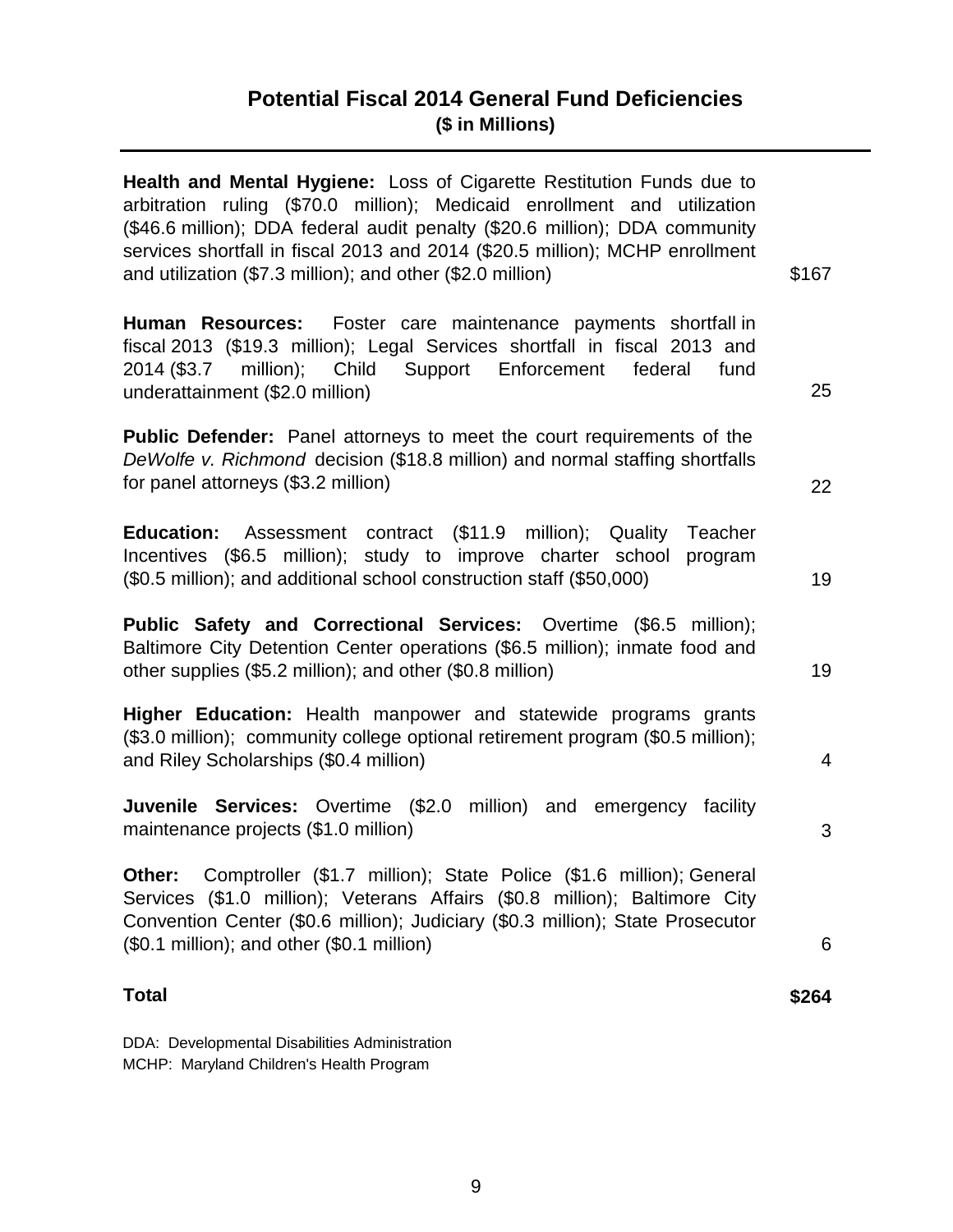## Potential Fiscal 2014 General Fund Deficiencies
### ($ in Millions)

| | |
|---|---|
| **Health and Mental Hygiene:** Loss of Cigarette Restitution Funds due to arbitration ruling ($70.0 million); Medicaid enrollment and utilization ($46.6 million); DDA federal audit penalty ($20.6 million); DDA community services shortfall in fiscal 2013 and 2014 ($20.5 million); MCHP enrollment and utilization ($7.3 million); and other ($2.0 million) | $167 |
| **Human Resources:** Foster care maintenance payments shortfall in fiscal 2013 ($19.3 million); Legal Services shortfall in fiscal 2013 and 2014 ($3.7 million); Child Support Enforcement federal fund underattainment ($2.0 million) | 25 |
| **Public Defender:** Panel attorneys to meet the court requirements of the *DeWolfe v. Richmond* decision ($18.8 million) and normal staffing shortfalls for panel attorneys ($3.2 million) | 22 |
| **Education:** Assessment contract ($11.9 million); Quality Teacher Incentives ($6.5 million); study to improve charter school program ($0.5 million); and additional school construction staff ($50,000) | 19 |
| **Public Safety and Correctional Services:** Overtime ($6.5 million); Baltimore City Detention Center operations ($6.5 million); inmate food and other supplies ($5.2 million); and other ($0.8 million) | 19 |
| **Higher Education:** Health manpower and statewide programs grants ($3.0 million); community college optional retirement program ($0.5 million); and Riley Scholarships ($0.4 million) | 4 |
| **Juvenile Services:** Overtime ($2.0 million) and emergency facility maintenance projects ($1.0 million) | 3 |
| **Other:** Comptroller ($1.7 million); State Police ($1.6 million); General Services ($1.0 million); Veterans Affairs ($0.8 million); Baltimore City Convention Center ($0.6 million); Judiciary ($0.3 million); State Prosecutor ($0.1 million); and other ($0.1 million) | 6 |
| **Total** | **$264** |

DDA: Developmental Disabilities Administration
MCHP: Maryland Children's Health Program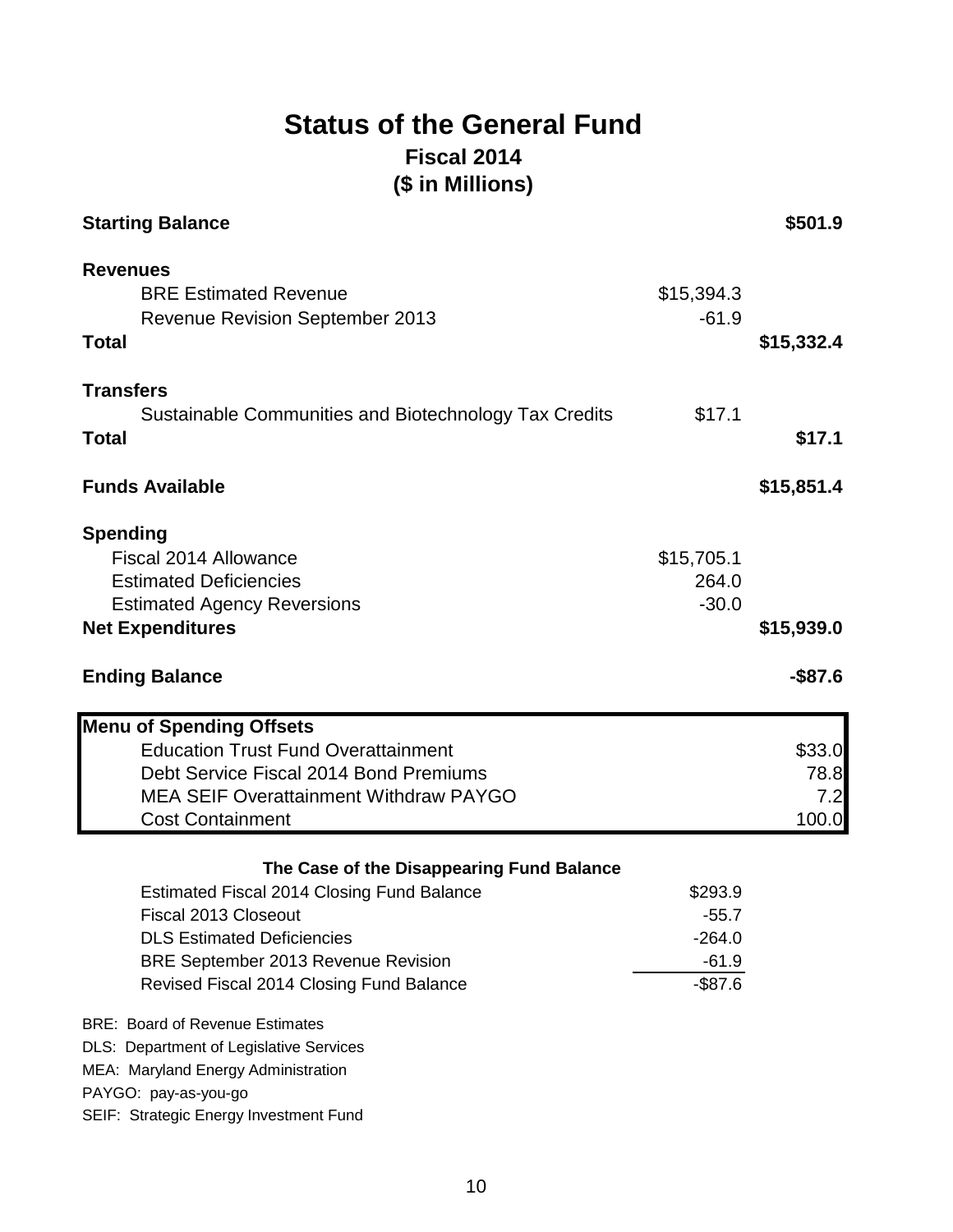# Status of the General Fund

## Fiscal 2014

## ($ in Millions)

| | | |
|---|---|---|
| **Starting Balance** | | **$501.9** |
| | | |
| **Revenues** | | |
| BRE Estimated Revenue | $15,394.3 | |
| Revenue Revision September 2013 | -61.9 | |
| **Total** | | **$15,332.4** |
| | | |
| **Transfers** | | |
| Sustainable Communities and Biotechnology Tax Credits | $17.1 | |
| **Total** | | **$17.1** |
| | | |
| **Funds Available** | | **$15,851.4** |
| | | |
| **Spending** | | |
| Fiscal 2014 Allowance | $15,705.1 | |
| Estimated Deficiencies | 264.0 | |
| Estimated Agency Reversions | -30.0 | |
| **Net Expenditures** | | **$15,939.0** |
| | | |
| **Ending Balance** | | **-$87.6** |

| **Menu of Spending Offsets** | |
|---|---|
| Education Trust Fund Overattainment | $33.0 |
| Debt Service Fiscal 2014 Bond Premiums | 78.8 |
| MEA SEIF Overattainment Withdraw PAYGO | 7.2 |
| Cost Containment | 100.0 |

| **The Case of the Disappearing Fund Balance** | |
|---|---|
| Estimated Fiscal 2014 Closing Fund Balance | $293.9 |
| Fiscal 2013 Closeout | -55.7 |
| DLS Estimated Deficiencies | -264.0 |
| BRE September 2013 Revenue Revision | -61.9 |
| Revised Fiscal 2014 Closing Fund Balance | -$87.6 |

BRE: Board of Revenue Estimates
DLS: Department of Legislative Services
MEA: Maryland Energy Administration
PAYGO: pay-as-you-go
SEIF: Strategic Energy Investment Fund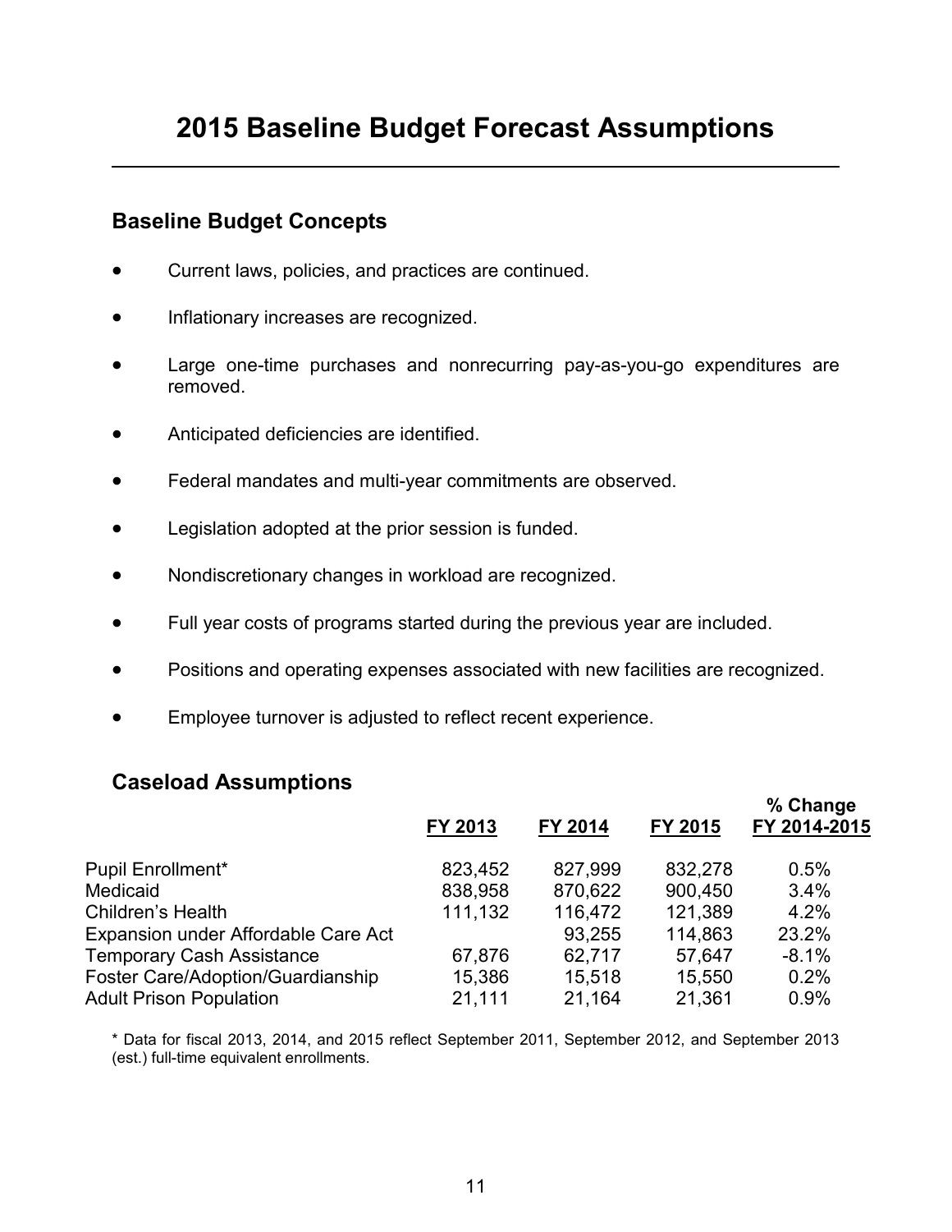# 2015 Baseline Budget Forecast Assumptions

## Baseline Budget Concepts

- Current laws, policies, and practices are continued.
- Inflationary increases are recognized.
- Large one-time purchases and nonrecurring pay-as-you-go expenditures are removed.
- Anticipated deficiencies are identified.
- Federal mandates and multi-year commitments are observed.
- Legislation adopted at the prior session is funded.
- Nondiscretionary changes in workload are recognized.
- Full year costs of programs started during the previous year are included.
- Positions and operating expenses associated with new facilities are recognized.
- Employee turnover is adjusted to reflect recent experience.

## Caseload Assumptions

| | FY 2013 | FY 2014 | FY 2015 | % Change FY 2014-2015 |
|---|---|---|---|---|
| Pupil Enrollment* | 823,452 | 827,999 | 832,278 | 0.5% |
| Medicaid | 838,958 | 870,622 | 900,450 | 3.4% |
| Children's Health | 111,132 | 116,472 | 121,389 | 4.2% |
| Expansion under Affordable Care Act | | 93,255 | 114,863 | 23.2% |
| Temporary Cash Assistance | 67,876 | 62,717 | 57,647 | -8.1% |
| Foster Care/Adoption/Guardianship | 15,386 | 15,518 | 15,550 | 0.2% |
| Adult Prison Population | 21,111 | 21,164 | 21,361 | 0.9% |

* Data for fiscal 2013, 2014, and 2015 reflect September 2011, September 2012, and September 2013 (est.) full-time equivalent enrollments.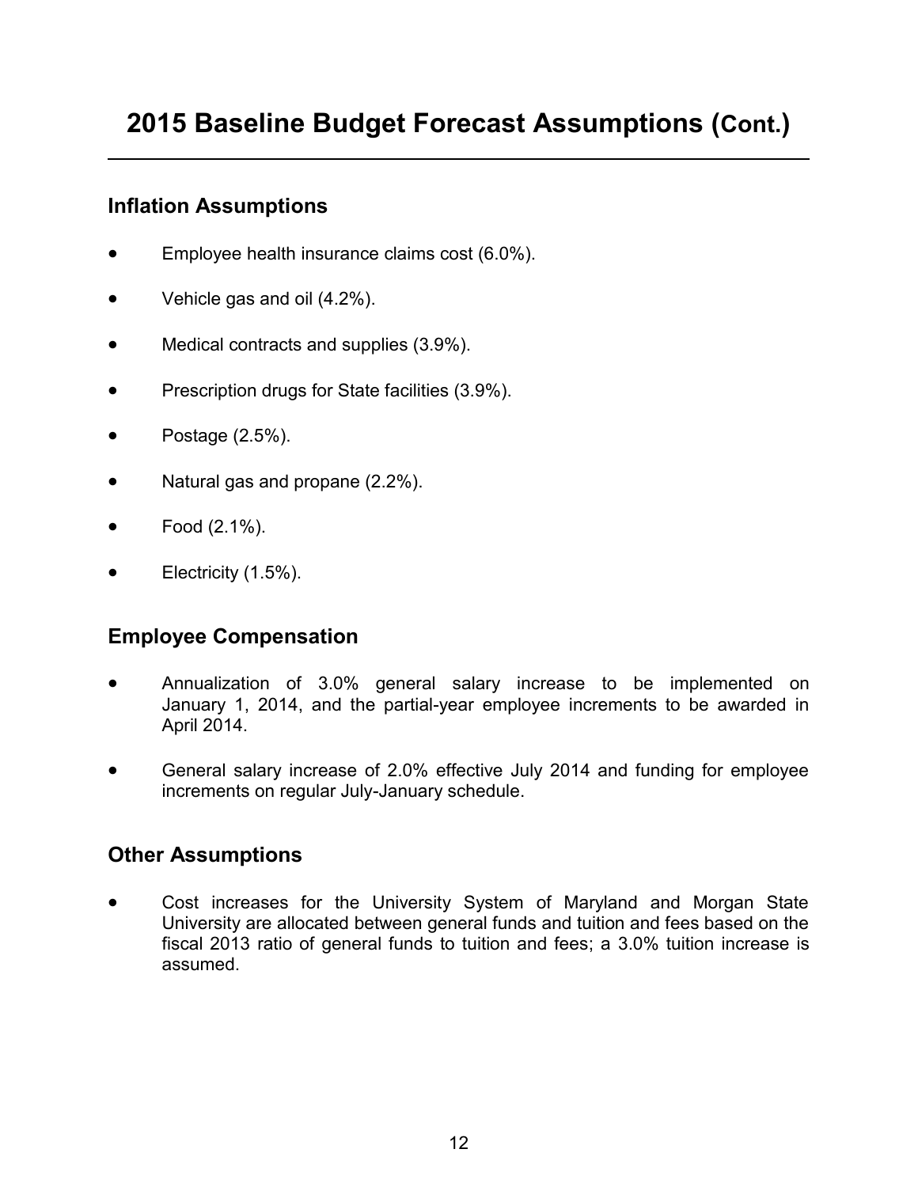# 2015 Baseline Budget Forecast Assumptions (Cont.)

## Inflation Assumptions

- Employee health insurance claims cost (6.0%).
- Vehicle gas and oil (4.2%).
- Medical contracts and supplies (3.9%).
- Prescription drugs for State facilities (3.9%).
- Postage (2.5%).
- Natural gas and propane (2.2%).
- Food (2.1%).
- Electricity (1.5%).

## Employee Compensation

- Annualization of 3.0% general salary increase to be implemented on January 1, 2014, and the partial-year employee increments to be awarded in April 2014.
- General salary increase of 2.0% effective July 2014 and funding for employee increments on regular July-January schedule.

## Other Assumptions

- Cost increases for the University System of Maryland and Morgan State University are allocated between general funds and tuition and fees based on the fiscal 2013 ratio of general funds to tuition and fees; a 3.0% tuition increase is assumed.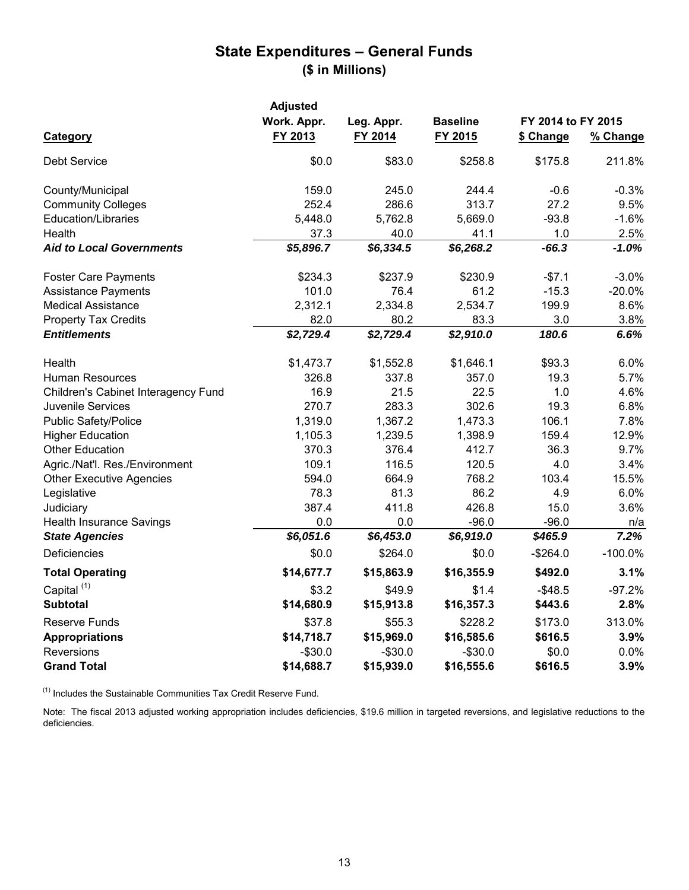# State Expenditures – General Funds

**($ in Millions)**

| Category | Adjusted Work. Appr. FY 2013 | Leg. Appr. FY 2014 | Baseline FY 2015 | FY 2014 to FY 2015 $ Change | FY 2014 to FY 2015 % Change |
|---|---|---|---|---|---|
| Debt Service | $0.0 | $83.0 | $258.8 | $175.8 | 211.8% |
| | | | | | |
| County/Municipal | 159.0 | 245.0 | 244.4 | -0.6 | -0.3% |
| Community Colleges | 252.4 | 286.6 | 313.7 | 27.2 | 9.5% |
| Education/Libraries | 5,448.0 | 5,762.8 | 5,669.0 | -93.8 | -1.6% |
| Health | 37.3 | 40.0 | 41.1 | 1.0 | 2.5% |
| ***Aid to Local Governments*** | ***$5,896.7*** | ***$6,334.5*** | ***$6,268.2*** | ***-66.3*** | ***-1.0%*** |
| | | | | | |
| Foster Care Payments | $234.3 | $237.9 | $230.9 | -$7.1 | -3.0% |
| Assistance Payments | 101.0 | 76.4 | 61.2 | -15.3 | -20.0% |
| Medical Assistance | 2,312.1 | 2,334.8 | 2,534.7 | 199.9 | 8.6% |
| Property Tax Credits | 82.0 | 80.2 | 83.3 | 3.0 | 3.8% |
| ***Entitlements*** | ***$2,729.4*** | ***$2,729.4*** | ***$2,910.0*** | ***180.6*** | ***6.6%*** |
| | | | | | |
| Health | $1,473.7 | $1,552.8 | $1,646.1 | $93.3 | 6.0% |
| Human Resources | 326.8 | 337.8 | 357.0 | 19.3 | 5.7% |
| Children's Cabinet Interagency Fund | 16.9 | 21.5 | 22.5 | 1.0 | 4.6% |
| Juvenile Services | 270.7 | 283.3 | 302.6 | 19.3 | 6.8% |
| Public Safety/Police | 1,319.0 | 1,367.2 | 1,473.3 | 106.1 | 7.8% |
| Higher Education | 1,105.3 | 1,239.5 | 1,398.9 | 159.4 | 12.9% |
| Other Education | 370.3 | 376.4 | 412.7 | 36.3 | 9.7% |
| Agric./Nat'l. Res./Environment | 109.1 | 116.5 | 120.5 | 4.0 | 3.4% |
| Other Executive Agencies | 594.0 | 664.9 | 768.2 | 103.4 | 15.5% |
| Legislative | 78.3 | 81.3 | 86.2 | 4.9 | 6.0% |
| Judiciary | 387.4 | 411.8 | 426.8 | 15.0 | 3.6% |
| Health Insurance Savings | 0.0 | 0.0 | -96.0 | -96.0 | n/a |
| ***State Agencies*** | ***$6,051.6*** | ***$6,453.0*** | ***$6,919.0*** | ***$465.9*** | ***7.2%*** |
| Deficiencies | $0.0 | $264.0 | $0.0 | -$264.0 | -100.0% |
| **Total Operating** | **$14,677.7** | **$15,863.9** | **$16,355.9** | **$492.0** | **3.1%** |
| Capital [(1)] | $3.2 | $49.9 | $1.4 | -$48.5 | -97.2% |
| **Subtotal** | **$14,680.9** | **$15,913.8** | **$16,357.3** | **$443.6** | **2.8%** |
| Reserve Funds | $37.8 | $55.3 | $228.2 | $173.0 | 313.0% |
| **Appropriations** | **$14,718.7** | **$15,969.0** | **$16,585.6** | **$616.5** | **3.9%** |
| Reversions | -$30.0 | -$30.0 | -$30.0 | $0.0 | 0.0% |
| **Grand Total** | **$14,688.7** | **$15,939.0** | **$16,555.6** | **$616.5** | **3.9%** |

[(1)] Includes the Sustainable Communities Tax Credit Reserve Fund.

Note: The fiscal 2013 adjusted working appropriation includes deficiencies, $19.6 million in targeted reversions, and legislative reductions to the deficiencies.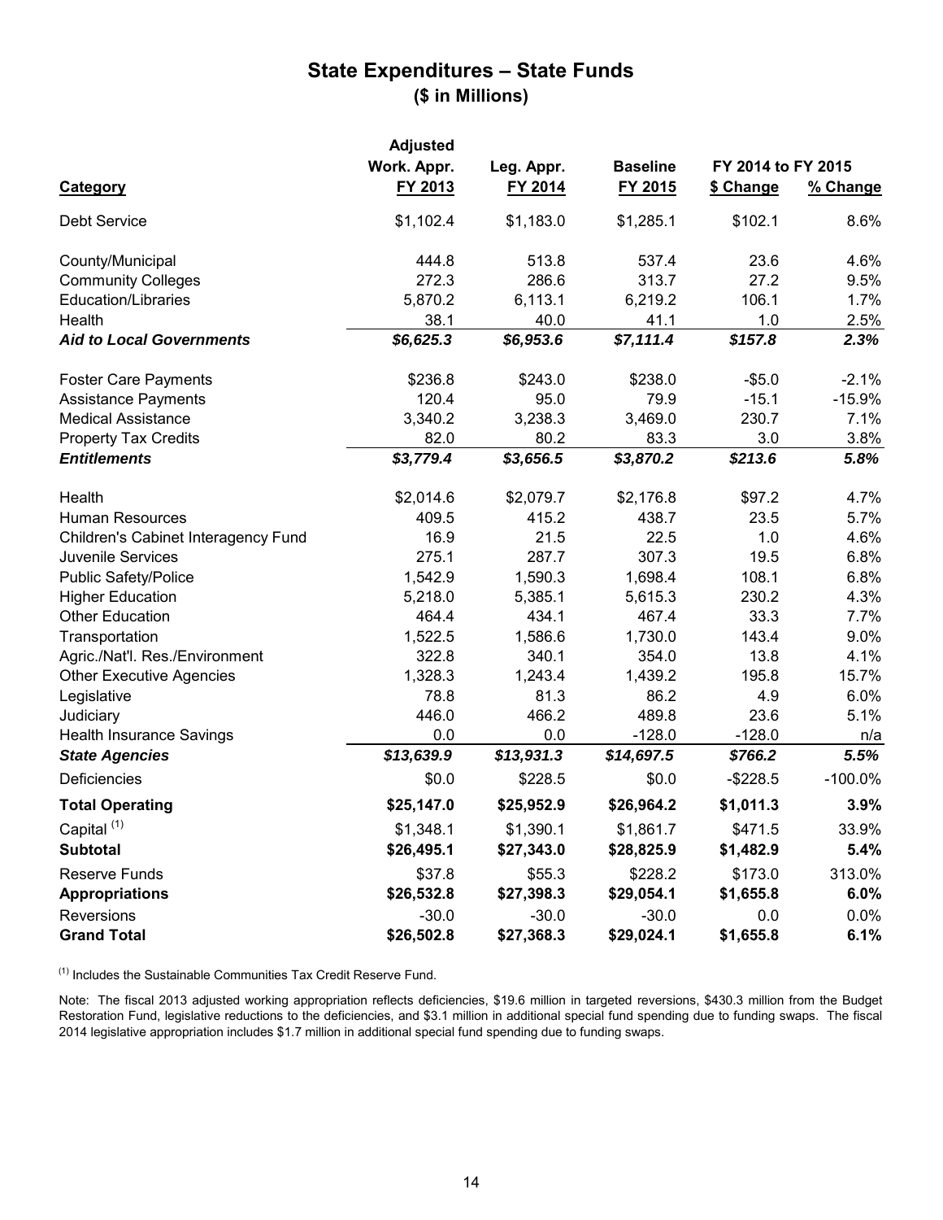# State Expenditures – State Funds

## ($ in Millions)

| Category | Adjusted Work. Appr. FY 2013 | Leg. Appr. FY 2014 | Baseline FY 2015 | FY 2014 to FY 2015 | |
|---|---|---|---|---|---|
| | | | | $ Change | % Change |
| Debt Service | $1,102.4 | $1,183.0 | $1,285.1 | $102.1 | 8.6% |
| County/Municipal | 444.8 | 513.8 | 537.4 | 23.6 | 4.6% |
| Community Colleges | 272.3 | 286.6 | 313.7 | 27.2 | 9.5% |
| Education/Libraries | 5,870.2 | 6,113.1 | 6,219.2 | 106.1 | 1.7% |
| Health | 38.1 | 40.0 | 41.1 | 1.0 | 2.5% |
| ***Aid to Local Governments*** | ***$6,625.3*** | ***$6,953.6*** | ***$7,111.4*** | ***$157.8*** | ***2.3%*** |
| Foster Care Payments | $236.8 | $243.0 | $238.0 | -$5.0 | -2.1% |
| Assistance Payments | 120.4 | 95.0 | 79.9 | -15.1 | -15.9% |
| Medical Assistance | 3,340.2 | 3,238.3 | 3,469.0 | 230.7 | 7.1% |
| Property Tax Credits | 82.0 | 80.2 | 83.3 | 3.0 | 3.8% |
| ***Entitlements*** | ***$3,779.4*** | ***$3,656.5*** | ***$3,870.2*** | ***$213.6*** | ***5.8%*** |
| Health | $2,014.6 | $2,079.7 | $2,176.8 | $97.2 | 4.7% |
| Human Resources | 409.5 | 415.2 | 438.7 | 23.5 | 5.7% |
| Children's Cabinet Interagency Fund | 16.9 | 21.5 | 22.5 | 1.0 | 4.6% |
| Juvenile Services | 275.1 | 287.7 | 307.3 | 19.5 | 6.8% |
| Public Safety/Police | 1,542.9 | 1,590.3 | 1,698.4 | 108.1 | 6.8% |
| Higher Education | 5,218.0 | 5,385.1 | 5,615.3 | 230.2 | 4.3% |
| Other Education | 464.4 | 434.1 | 467.4 | 33.3 | 7.7% |
| Transportation | 1,522.5 | 1,586.6 | 1,730.0 | 143.4 | 9.0% |
| Agric./Nat'l. Res./Environment | 322.8 | 340.1 | 354.0 | 13.8 | 4.1% |
| Other Executive Agencies | 1,328.3 | 1,243.4 | 1,439.2 | 195.8 | 15.7% |
| Legislative | 78.8 | 81.3 | 86.2 | 4.9 | 6.0% |
| Judiciary | 446.0 | 466.2 | 489.8 | 23.6 | 5.1% |
| Health Insurance Savings | 0.0 | 0.0 | -128.0 | -128.0 | n/a |
| ***State Agencies*** | ***$13,639.9*** | ***$13,931.3*** | ***$14,697.5*** | ***$766.2*** | ***5.5%*** |
| Deficiencies | $0.0 | $228.5 | $0.0 | -$228.5 | -100.0% |
| **Total Operating** | **$25,147.0** | **$25,952.9** | **$26,964.2** | **$1,011.3** | **3.9%** |
| Capital [1] | $1,348.1 | $1,390.1 | $1,861.7 | $471.5 | 33.9% |
| **Subtotal** | **$26,495.1** | **$27,343.0** | **$28,825.9** | **$1,482.9** | **5.4%** |
| Reserve Funds | $37.8 | $55.3 | $228.2 | $173.0 | 313.0% |
| **Appropriations** | **$26,532.8** | **$27,398.3** | **$29,054.1** | **$1,655.8** | **6.0%** |
| Reversions | -30.0 | -30.0 | -30.0 | 0.0 | 0.0% |
| **Grand Total** | **$26,502.8** | **$27,368.3** | **$29,024.1** | **$1,655.8** | **6.1%** |

[1] Includes the Sustainable Communities Tax Credit Reserve Fund.

Note: The fiscal 2013 adjusted working appropriation reflects deficiencies, $19.6 million in targeted reversions, $430.3 million from the Budget Restoration Fund, legislative reductions to the deficiencies, and $3.1 million in additional special fund spending due to funding swaps. The fiscal 2014 legislative appropriation includes $1.7 million in additional special fund spending due to funding swaps.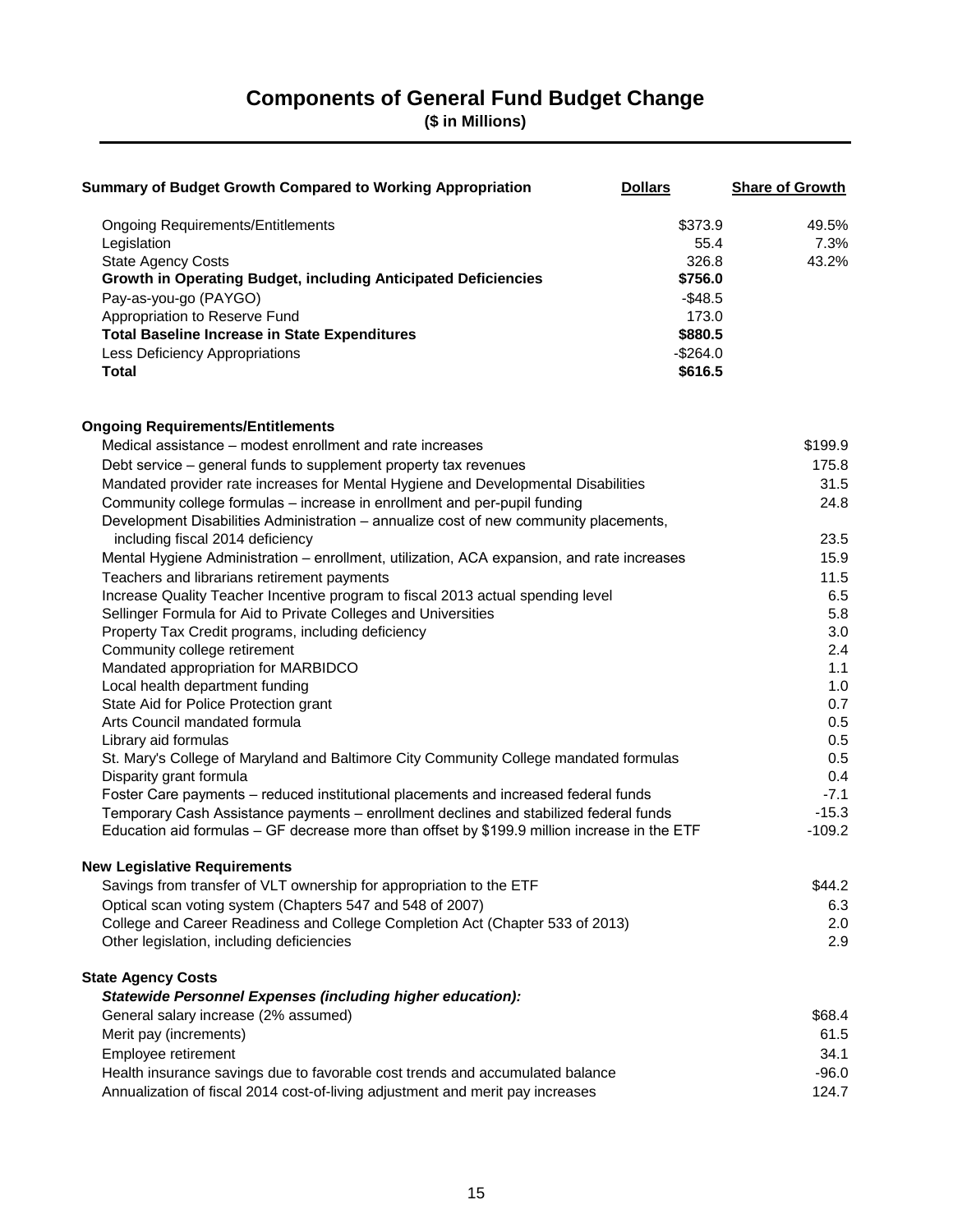# Components of General Fund Budget Change

**($ in Millions)**

| Summary of Budget Growth Compared to Working Appropriation | Dollars | Share of Growth |
|---|---|---|
| Ongoing Requirements/Entitlements | $373.9 | 49.5% |
| Legislation | 55.4 | 7.3% |
| State Agency Costs | 326.8 | 43.2% |
| **Growth in Operating Budget, including Anticipated Deficiencies** | **$756.0** | |
| Pay-as-you-go (PAYGO) | -$48.5 | |
| Appropriation to Reserve Fund | 173.0 | |
| **Total Baseline Increase in State Expenditures** | **$880.5** | |
| Less Deficiency Appropriations | -$264.0 | |
| **Total** | **$616.5** | |

| Item | Amount |
|---|---|
| **Ongoing Requirements/Entitlements** | |
| Medical assistance – modest enrollment and rate increases | $199.9 |
| Debt service – general funds to supplement property tax revenues | 175.8 |
| Mandated provider rate increases for Mental Hygiene and Developmental Disabilities | 31.5 |
| Community college formulas – increase in enrollment and per-pupil funding | 24.8 |
| Development Disabilities Administration – annualize cost of new community placements, including fiscal 2014 deficiency | 23.5 |
| Mental Hygiene Administration – enrollment, utilization, ACA expansion, and rate increases | 15.9 |
| Teachers and librarians retirement payments | 11.5 |
| Increase Quality Teacher Incentive program to fiscal 2013 actual spending level | 6.5 |
| Sellinger Formula for Aid to Private Colleges and Universities | 5.8 |
| Property Tax Credit programs, including deficiency | 3.0 |
| Community college retirement | 2.4 |
| Mandated appropriation for MARBIDCO | 1.1 |
| Local health department funding | 1.0 |
| State Aid for Police Protection grant | 0.7 |
| Arts Council mandated formula | 0.5 |
| Library aid formulas | 0.5 |
| St. Mary's College of Maryland and Baltimore City Community College mandated formulas | 0.5 |
| Disparity grant formula | 0.4 |
| Foster Care payments – reduced institutional placements and increased federal funds | -7.1 |
| Temporary Cash Assistance payments – enrollment declines and stabilized federal funds | -15.3 |
| Education aid formulas – GF decrease more than offset by $199.9 million increase in the ETF | -109.2 |
| **New Legislative Requirements** | |
| Savings from transfer of VLT ownership for appropriation to the ETF | $44.2 |
| Optical scan voting system (Chapters 547 and 548 of 2007) | 6.3 |
| College and Career Readiness and College Completion Act (Chapter 533 of 2013) | 2.0 |
| Other legislation, including deficiencies | 2.9 |
| **State Agency Costs** | |
| ***Statewide Personnel Expenses (including higher education):*** | |
| General salary increase (2% assumed) | $68.4 |
| Merit pay (increments) | 61.5 |
| Employee retirement | 34.1 |
| Health insurance savings due to favorable cost trends and accumulated balance | -96.0 |
| Annualization of fiscal 2014 cost-of-living adjustment and merit pay increases | 124.7 |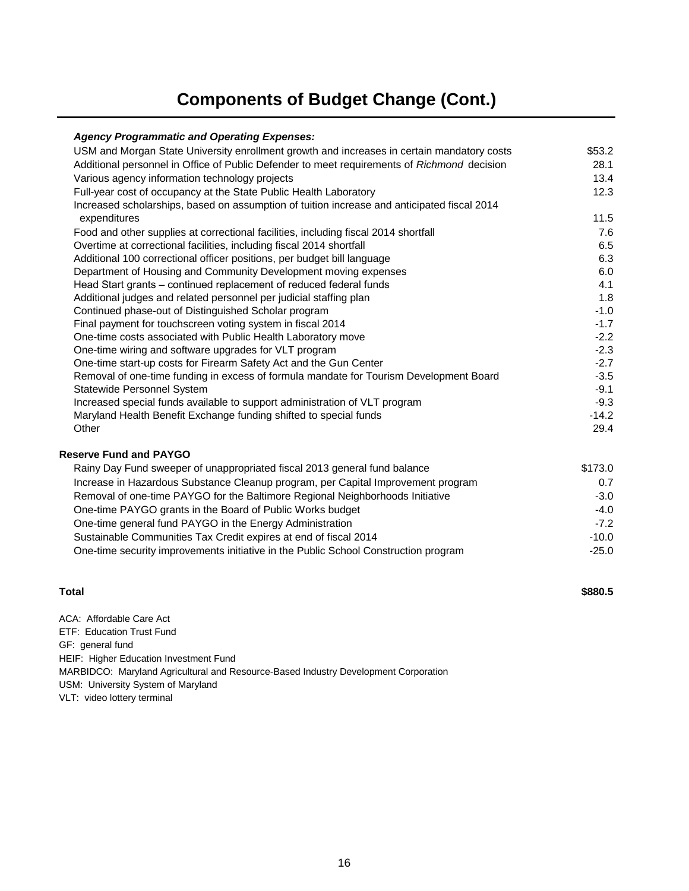# Components of Budget Change (Cont.)

| | |
|---|---|
| ***Agency Programmatic and Operating Expenses:*** | |
| USM and Morgan State University enrollment growth and increases in certain mandatory costs | $53.2 |
| Additional personnel in Office of Public Defender to meet requirements of *Richmond* decision | 28.1 |
| Various agency information technology projects | 13.4 |
| Full-year cost of occupancy at the State Public Health Laboratory | 12.3 |
| Increased scholarships, based on assumption of tuition increase and anticipated fiscal 2014 expenditures | 11.5 |
| Food and other supplies at correctional facilities, including fiscal 2014 shortfall | 7.6 |
| Overtime at correctional facilities, including fiscal 2014 shortfall | 6.5 |
| Additional 100 correctional officer positions, per budget bill language | 6.3 |
| Department of Housing and Community Development moving expenses | 6.0 |
| Head Start grants – continued replacement of reduced federal funds | 4.1 |
| Additional judges and related personnel per judicial staffing plan | 1.8 |
| Continued phase-out of Distinguished Scholar program | -1.0 |
| Final payment for touchscreen voting system in fiscal 2014 | -1.7 |
| One-time costs associated with Public Health Laboratory move | -2.2 |
| One-time wiring and software upgrades for VLT program | -2.3 |
| One-time start-up costs for Firearm Safety Act and the Gun Center | -2.7 |
| Removal of one-time funding in excess of formula mandate for Tourism Development Board | -3.5 |
| Statewide Personnel System | -9.1 |
| Increased special funds available to support administration of VLT program | -9.3 |
| Maryland Health Benefit Exchange funding shifted to special funds | -14.2 |
| Other | 29.4 |
| **Reserve Fund and PAYGO** | |
| Rainy Day Fund sweeper of unappropriated fiscal 2013 general fund balance | $173.0 |
| Increase in Hazardous Substance Cleanup program, per Capital Improvement program | 0.7 |
| Removal of one-time PAYGO for the Baltimore Regional Neighborhoods Initiative | -3.0 |
| One-time PAYGO grants in the Board of Public Works budget | -4.0 |
| One-time general fund PAYGO in the Energy Administration | -7.2 |
| Sustainable Communities Tax Credit expires at end of fiscal 2014 | -10.0 |
| One-time security improvements initiative in the Public School Construction program | -25.0 |
| **Total** | **$880.5** |

ACA: Affordable Care Act
ETF: Education Trust Fund
GF: general fund
HEIF: Higher Education Investment Fund
MARBIDCO: Maryland Agricultural and Resource-Based Industry Development Corporation
USM: University System of Maryland
VLT: video lottery terminal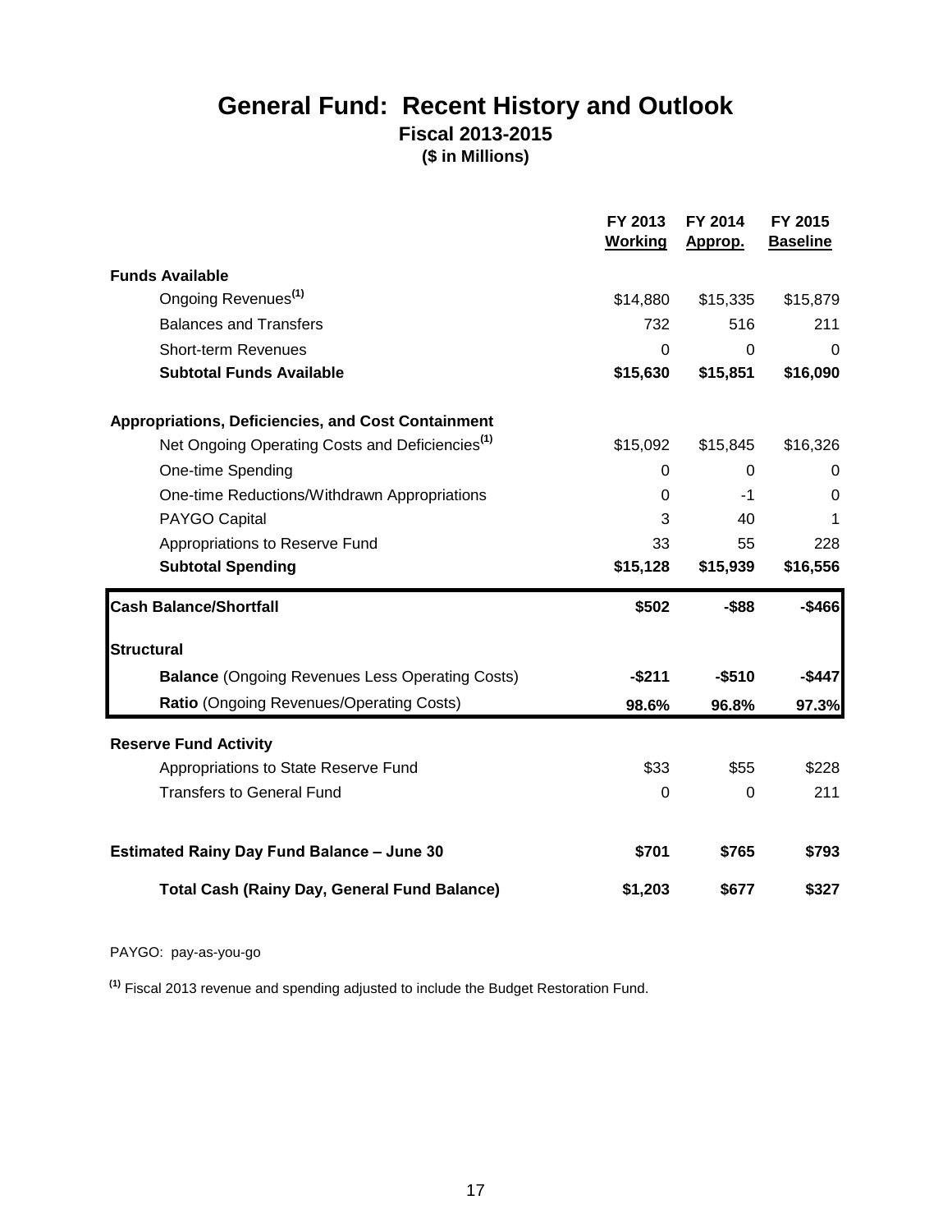# General Fund: Recent History and Outlook

## Fiscal 2013-2015

### ($ in Millions)

| | FY 2013 Working | FY 2014 Approp. | FY 2015 Baseline |
|---|---|---|---|
| **Funds Available** | | | |
| Ongoing Revenues[1] | $14,880 | $15,335 | $15,879 |
| Balances and Transfers | 732 | 516 | 211 |
| Short-term Revenues | 0 | 0 | 0 |
| **Subtotal Funds Available** | **$15,630** | **$15,851** | **$16,090** |
| **Appropriations, Deficiencies, and Cost Containment** | | | |
| Net Ongoing Operating Costs and Deficiencies[1] | $15,092 | $15,845 | $16,326 |
| One-time Spending | 0 | 0 | 0 |
| One-time Reductions/Withdrawn Appropriations | 0 | -1 | 0 |
| PAYGO Capital | 3 | 40 | 1 |
| Appropriations to Reserve Fund | 33 | 55 | 228 |
| **Subtotal Spending** | **$15,128** | **$15,939** | **$16,556** |
| **Cash Balance/Shortfall** | **$502** | **-$88** | **-$466** |
| **Structural** | | | |
| **Balance** (Ongoing Revenues Less Operating Costs) | **-$211** | **-$510** | **-$447** |
| **Ratio** (Ongoing Revenues/Operating Costs) | **98.6%** | **96.8%** | **97.3%** |
| **Reserve Fund Activity** | | | |
| Appropriations to State Reserve Fund | $33 | $55 | $228 |
| Transfers to General Fund | 0 | 0 | 211 |
| **Estimated Rainy Day Fund Balance – June 30** | **$701** | **$765** | **$793** |
| **Total Cash (Rainy Day, General Fund Balance)** | **$1,203** | **$677** | **$327** |

PAYGO: pay-as-you-go

[1] Fiscal 2013 revenue and spending adjusted to include the Budget Restoration Fund.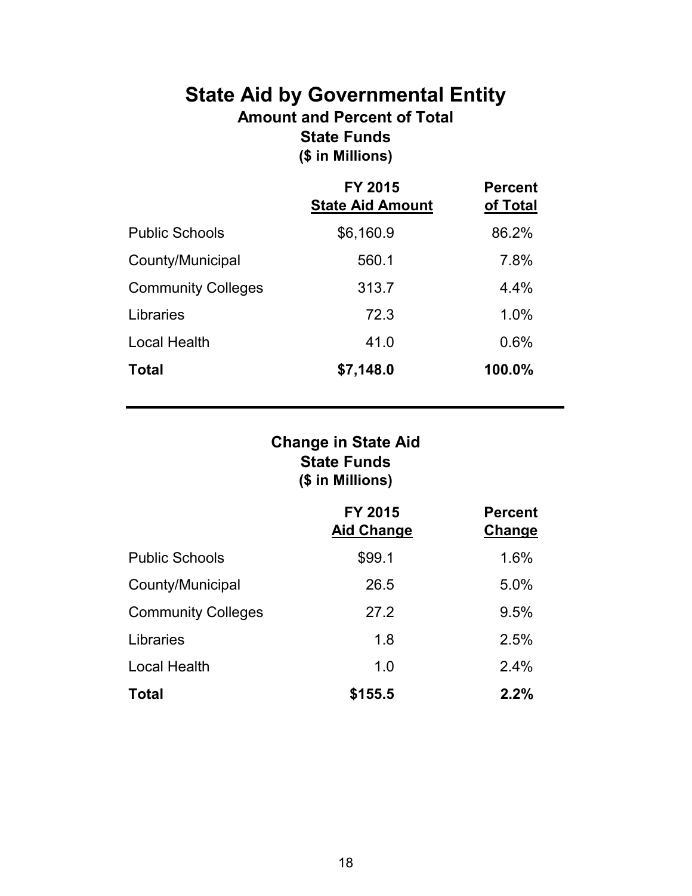# State Aid by Governmental Entity

**Amount and Percent of Total**
**State Funds**
**($ in Millions)**

| | FY 2015 State Aid Amount | Percent of Total |
|---|---|---|
| Public Schools | $6,160.9 | 86.2% |
| County/Municipal | 560.1 | 7.8% |
| Community Colleges | 313.7 | 4.4% |
| Libraries | 72.3 | 1.0% |
| Local Health | 41.0 | 0.6% |
| **Total** | **$7,148.0** | **100.0%** |

## Change in State Aid

**State Funds**
**($ in Millions)**

| | FY 2015 Aid Change | Percent Change |
|---|---|---|
| Public Schools | $99.1 | 1.6% |
| County/Municipal | 26.5 | 5.0% |
| Community Colleges | 27.2 | 9.5% |
| Libraries | 1.8 | 2.5% |
| Local Health | 1.0 | 2.4% |
| **Total** | **$155.5** | **2.2%** |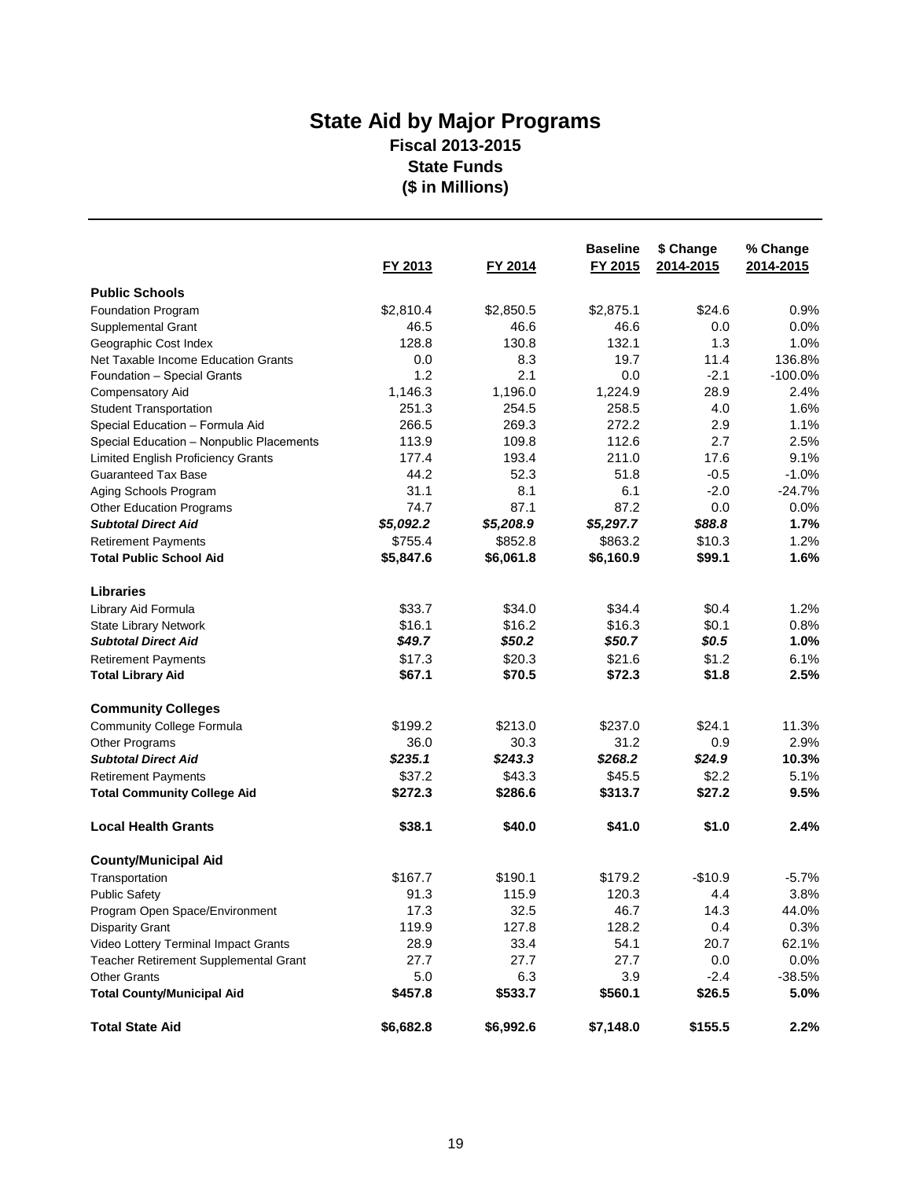# State Aid by Major Programs

## Fiscal 2013-2015

## State Funds

## ($ in Millions)

| | FY 2013 | FY 2014 | Baseline FY 2015 | $ Change 2014-2015 | % Change 2014-2015 |
|---|---|---|---|---|---|
| **Public Schools** | | | | | |
| Foundation Program | $2,810.4 | $2,850.5 | $2,875.1 | $24.6 | 0.9% |
| Supplemental Grant | 46.5 | 46.6 | 46.6 | 0.0 | 0.0% |
| Geographic Cost Index | 128.8 | 130.8 | 132.1 | 1.3 | 1.0% |
| Net Taxable Income Education Grants | 0.0 | 8.3 | 19.7 | 11.4 | 136.8% |
| Foundation – Special Grants | 1.2 | 2.1 | 0.0 | -2.1 | -100.0% |
| Compensatory Aid | 1,146.3 | 1,196.0 | 1,224.9 | 28.9 | 2.4% |
| Student Transportation | 251.3 | 254.5 | 258.5 | 4.0 | 1.6% |
| Special Education – Formula Aid | 266.5 | 269.3 | 272.2 | 2.9 | 1.1% |
| Special Education – Nonpublic Placements | 113.9 | 109.8 | 112.6 | 2.7 | 2.5% |
| Limited English Proficiency Grants | 177.4 | 193.4 | 211.0 | 17.6 | 9.1% |
| Guaranteed Tax Base | 44.2 | 52.3 | 51.8 | -0.5 | -1.0% |
| Aging Schools Program | 31.1 | 8.1 | 6.1 | -2.0 | -24.7% |
| Other Education Programs | 74.7 | 87.1 | 87.2 | 0.0 | 0.0% |
| ***Subtotal Direct Aid*** | ***$5,092.2*** | ***$5,208.9*** | ***$5,297.7*** | ***$88.8*** | **1.7%** |
| Retirement Payments | $755.4 | $852.8 | $863.2 | $10.3 | 1.2% |
| **Total Public School Aid** | **$5,847.6** | **$6,061.8** | **$6,160.9** | **$99.1** | **1.6%** |
| **Libraries** | | | | | |
| Library Aid Formula | $33.7 | $34.0 | $34.4 | $0.4 | 1.2% |
| State Library Network | $16.1 | $16.2 | $16.3 | $0.1 | 0.8% |
| ***Subtotal Direct Aid*** | ***$49.7*** | ***$50.2*** | ***$50.7*** | ***$0.5*** | **1.0%** |
| Retirement Payments | $17.3 | $20.3 | $21.6 | $1.2 | 6.1% |
| **Total Library Aid** | **$67.1** | **$70.5** | **$72.3** | **$1.8** | **2.5%** |
| **Community Colleges** | | | | | |
| Community College Formula | $199.2 | $213.0 | $237.0 | $24.1 | 11.3% |
| Other Programs | 36.0 | 30.3 | 31.2 | 0.9 | 2.9% |
| ***Subtotal Direct Aid*** | ***$235.1*** | ***$243.3*** | ***$268.2*** | ***$24.9*** | **10.3%** |
| Retirement Payments | $37.2 | $43.3 | $45.5 | $2.2 | 5.1% |
| **Total Community College Aid** | **$272.3** | **$286.6** | **$313.7** | **$27.2** | **9.5%** |
| **Local Health Grants** | **$38.1** | **$40.0** | **$41.0** | **$1.0** | **2.4%** |
| **County/Municipal Aid** | | | | | |
| Transportation | $167.7 | $190.1 | $179.2 | -$10.9 | -5.7% |
| Public Safety | 91.3 | 115.9 | 120.3 | 4.4 | 3.8% |
| Program Open Space/Environment | 17.3 | 32.5 | 46.7 | 14.3 | 44.0% |
| Disparity Grant | 119.9 | 127.8 | 128.2 | 0.4 | 0.3% |
| Video Lottery Terminal Impact Grants | 28.9 | 33.4 | 54.1 | 20.7 | 62.1% |
| Teacher Retirement Supplemental Grant | 27.7 | 27.7 | 27.7 | 0.0 | 0.0% |
| Other Grants | 5.0 | 6.3 | 3.9 | -2.4 | -38.5% |
| **Total County/Municipal Aid** | **$457.8** | **$533.7** | **$560.1** | **$26.5** | **5.0%** |
| **Total State Aid** | **$6,682.8** | **$6,992.6** | **$7,148.0** | **$155.5** | **2.2%** |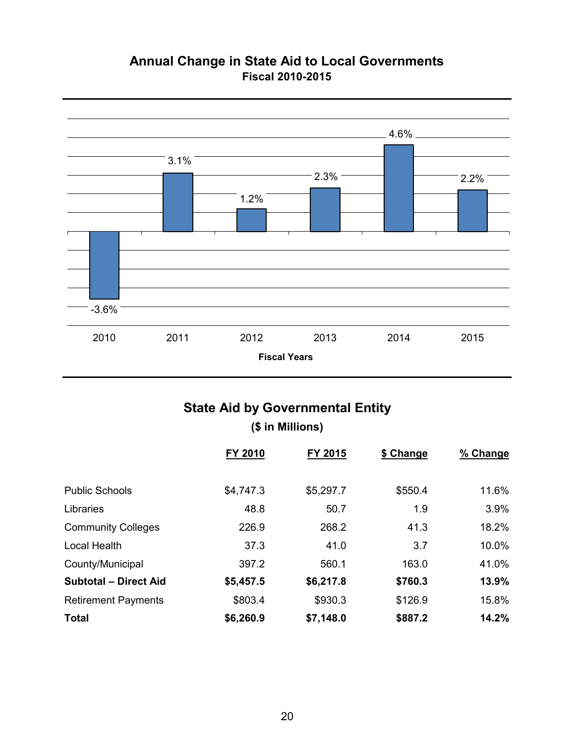## Annual Change in State Aid to Local Governments

### Fiscal 2010-2015

| Fiscal Years | Annual Change |
|---|---|
| 2010 | -3.6% |
| 2011 | 3.1% |
| 2012 | 1.2% |
| 2013 | 2.3% |
| 2014 | 4.6% |
| 2015 | 2.2% |

## State Aid by Governmental Entity

### ($ in Millions)

| | FY 2010 | FY 2015 | $ Change | % Change |
|---|---|---|---|---|
| Public Schools | $4,747.3 | $5,297.7 | $550.4 | 11.6% |
| Libraries | 48.8 | 50.7 | 1.9 | 3.9% |
| Community Colleges | 226.9 | 268.2 | 41.3 | 18.2% |
| Local Health | 37.3 | 41.0 | 3.7 | 10.0% |
| County/Municipal | 397.2 | 560.1 | 163.0 | 41.0% |
| **Subtotal – Direct Aid** | **$5,457.5** | **$6,217.8** | **$760.3** | **13.9%** |
| Retirement Payments | $803.4 | $930.3 | $126.9 | 15.8% |
| **Total** | **$6,260.9** | **$7,148.0** | **$887.2** | **14.2%** |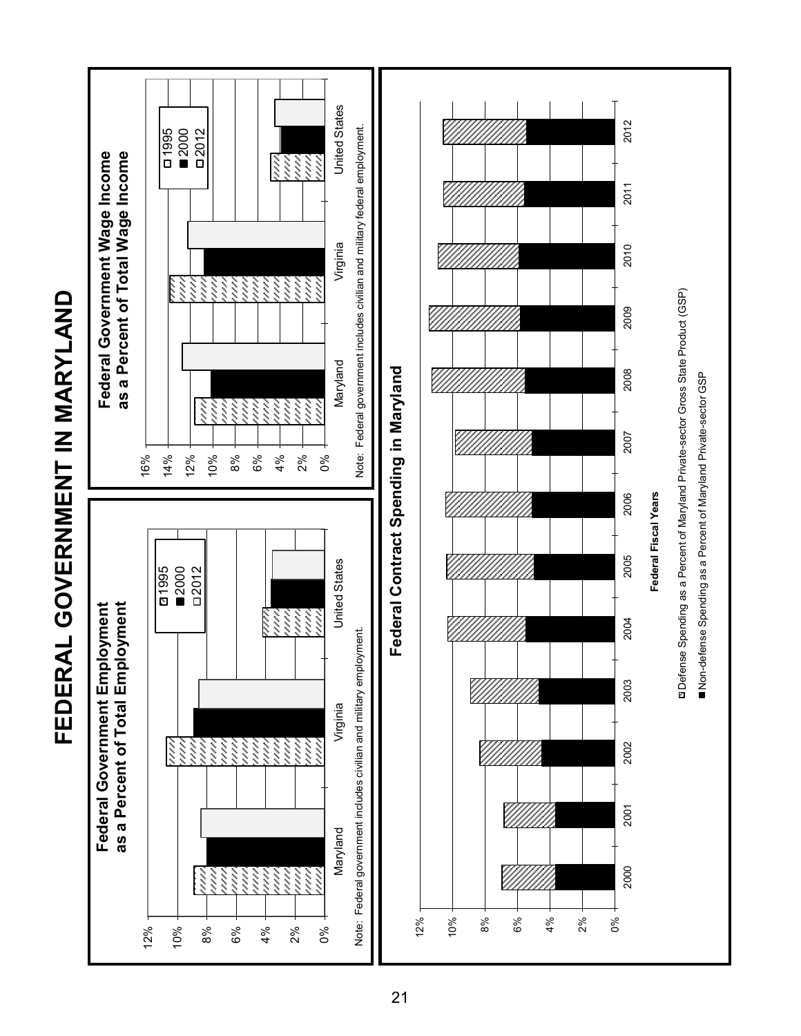# FEDERAL GOVERNMENT IN MARYLAND

## Federal Government Employment as a Percent of Total Employment

Legend: 1995, 2000, 2012

Maryland, Virginia, United States

0%, 2%, 4%, 6%, 8%, 10%, 12%

Note: Federal government includes civilian and military employment.

## Federal Government Wage Income as a Percent of Total Wage Income

Legend: 1995, 2000, 2012

Maryland, Virginia, United States

0%, 2%, 4%, 6%, 8%, 10%, 12%, 14%, 16%

Note: Federal government includes civilian and military federal employment.

## Federal Contract Spending in Maryland

0%, 2%, 4%, 6%, 8%, 10%, 12%

2000, 2001, 2002, 2003, 2004, 2005, 2006, 2007, 2008, 2009, 2010, 2011, 2012

**Federal Fiscal Years**

Defense Spending as a Percent of Maryland Private-sector Gross State Product (GSP)

Non-defense Spending as a Percent of Maryland Private-sector GSP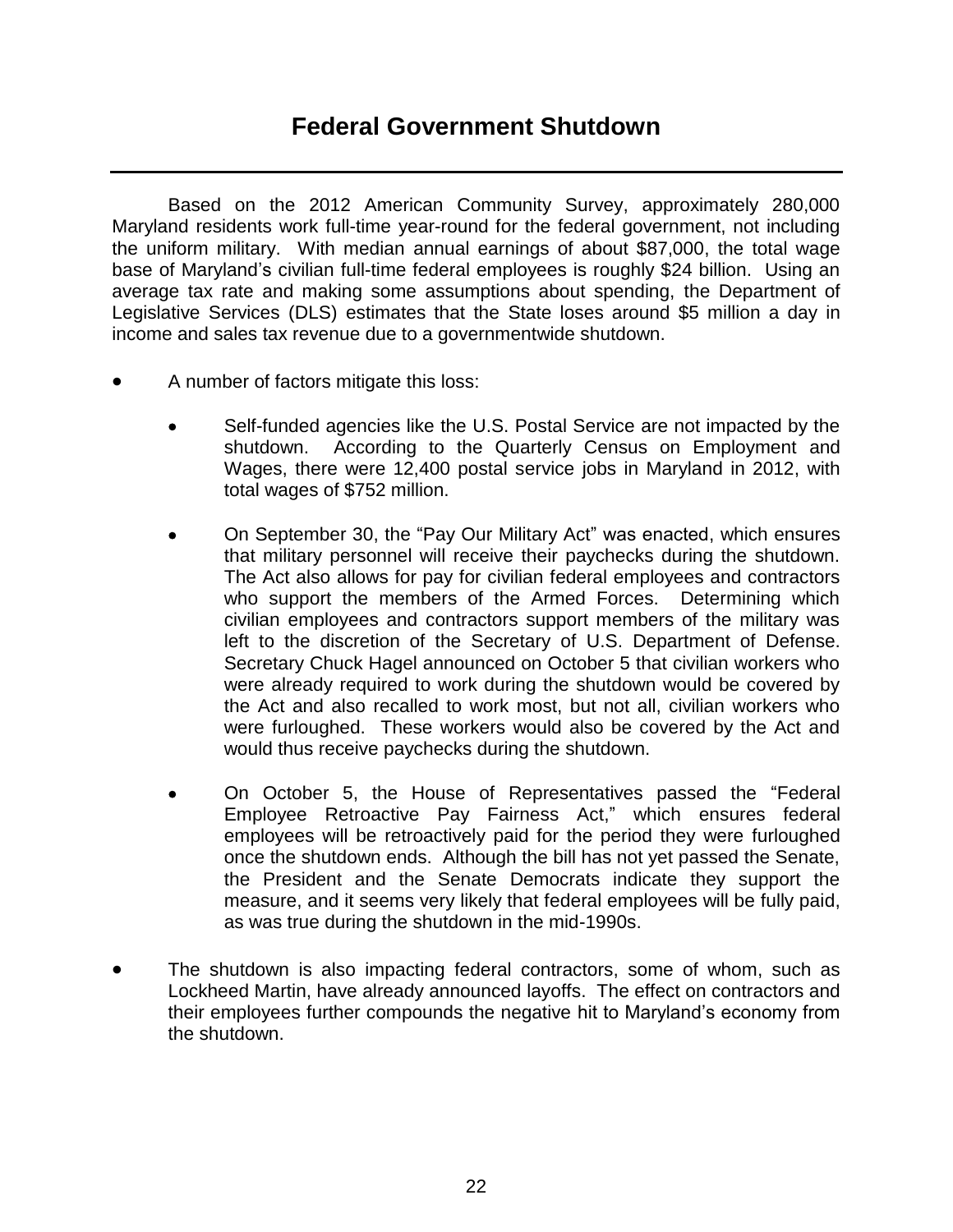# Federal Government Shutdown

Based on the 2012 American Community Survey, approximately 280,000 Maryland residents work full-time year-round for the federal government, not including the uniform military. With median annual earnings of about $87,000, the total wage base of Maryland's civilian full-time federal employees is roughly $24 billion. Using an average tax rate and making some assumptions about spending, the Department of Legislative Services (DLS) estimates that the State loses around $5 million a day in income and sales tax revenue due to a governmentwide shutdown.

- A number of factors mitigate this loss:
  - Self-funded agencies like the U.S. Postal Service are not impacted by the shutdown. According to the Quarterly Census on Employment and Wages, there were 12,400 postal service jobs in Maryland in 2012, with total wages of $752 million.
  - On September 30, the "Pay Our Military Act" was enacted, which ensures that military personnel will receive their paychecks during the shutdown. The Act also allows for pay for civilian federal employees and contractors who support the members of the Armed Forces. Determining which civilian employees and contractors support members of the military was left to the discretion of the Secretary of U.S. Department of Defense. Secretary Chuck Hagel announced on October 5 that civilian workers who were already required to work during the shutdown would be covered by the Act and also recalled to work most, but not all, civilian workers who were furloughed. These workers would also be covered by the Act and would thus receive paychecks during the shutdown.
  - On October 5, the House of Representatives passed the "Federal Employee Retroactive Pay Fairness Act," which ensures federal employees will be retroactively paid for the period they were furloughed once the shutdown ends. Although the bill has not yet passed the Senate, the President and the Senate Democrats indicate they support the measure, and it seems very likely that federal employees will be fully paid, as was true during the shutdown in the mid-1990s.
- The shutdown is also impacting federal contractors, some of whom, such as Lockheed Martin, have already announced layoffs. The effect on contractors and their employees further compounds the negative hit to Maryland's economy from the shutdown.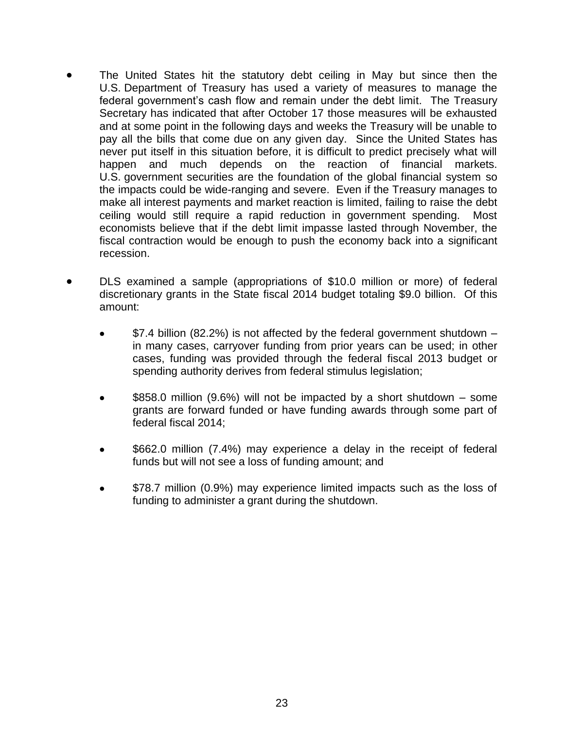- The United States hit the statutory debt ceiling in May but since then the U.S. Department of Treasury has used a variety of measures to manage the federal government's cash flow and remain under the debt limit. The Treasury Secretary has indicated that after October 17 those measures will be exhausted and at some point in the following days and weeks the Treasury will be unable to pay all the bills that come due on any given day. Since the United States has never put itself in this situation before, it is difficult to predict precisely what will happen and much depends on the reaction of financial markets. U.S. government securities are the foundation of the global financial system so the impacts could be wide-ranging and severe. Even if the Treasury manages to make all interest payments and market reaction is limited, failing to raise the debt ceiling would still require a rapid reduction in government spending. Most economists believe that if the debt limit impasse lasted through November, the fiscal contraction would be enough to push the economy back into a significant recession.

- DLS examined a sample (appropriations of $10.0 million or more) of federal discretionary grants in the State fiscal 2014 budget totaling $9.0 billion. Of this amount:

  - $7.4 billion (82.2%) is not affected by the federal government shutdown – in many cases, carryover funding from prior years can be used; in other cases, funding was provided through the federal fiscal 2013 budget or spending authority derives from federal stimulus legislation;

  - $858.0 million (9.6%) will not be impacted by a short shutdown – some grants are forward funded or have funding awards through some part of federal fiscal 2014;

  - $662.0 million (7.4%) may experience a delay in the receipt of federal funds but will not see a loss of funding amount; and

  - $78.7 million (0.9%) may experience limited impacts such as the loss of funding to administer a grant during the shutdown.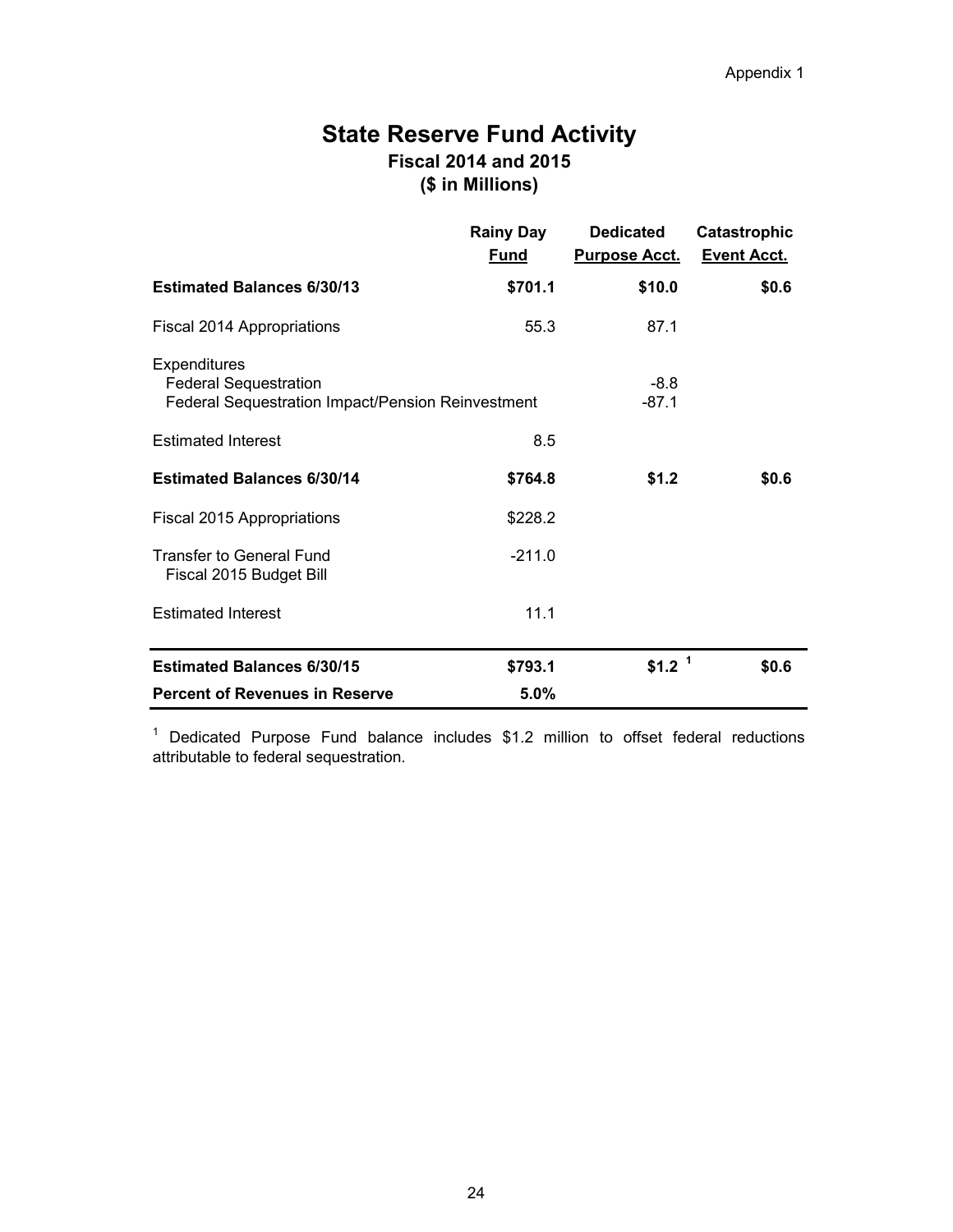Appendix 1

# State Reserve Fund Activity
## Fiscal 2014 and 2015
## ($ in Millions)

| | Rainy Day Fund | Dedicated Purpose Acct. | Catastrophic Event Acct. |
|---|---|---|---|
| **Estimated Balances 6/30/13** | **$701.1** | **$10.0** | **$0.6** |
| Fiscal 2014 Appropriations | 55.3 | 87.1 | |
| Expenditures | | | |
| Federal Sequestration | | -8.8 | |
| Federal Sequestration Impact/Pension Reinvestment | | -87.1 | |
| Estimated Interest | 8.5 | | |
| **Estimated Balances 6/30/14** | **$764.8** | **$1.2** | **$0.6** |
| Fiscal 2015 Appropriations | $228.2 | | |
| Transfer to General Fund Fiscal 2015 Budget Bill | -211.0 | | |
| Estimated Interest | 11.1 | | |
| **Estimated Balances 6/30/15** | **$793.1** | **$1.2** [1] | **$0.6** |
| **Percent of Revenues in Reserve** | **5.0%** | | |

[1] Dedicated Purpose Fund balance includes $1.2 million to offset federal reductions attributable to federal sequestration.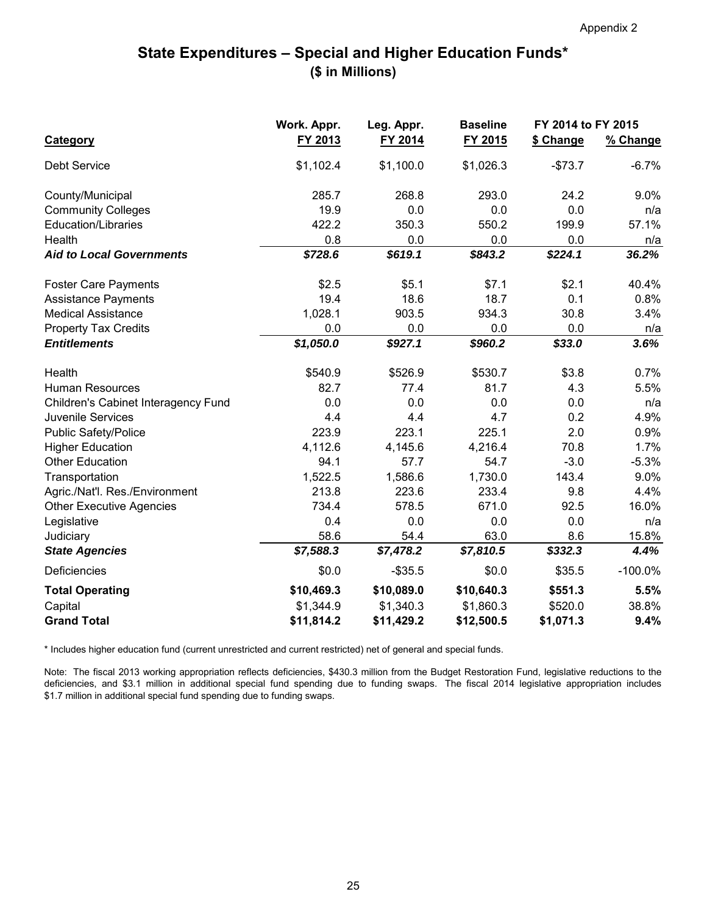Appendix 2

# State Expenditures – Special and Higher Education Funds*
## ($ in Millions)

| Category | Work. Appr. FY 2013 | Leg. Appr. FY 2014 | Baseline FY 2015 | FY 2014 to FY 2015 $ Change | FY 2014 to FY 2015 % Change |
|---|---|---|---|---|---|
| Debt Service | $1,102.4 | $1,100.0 | $1,026.3 | -$73.7 | -6.7% |
| County/Municipal | 285.7 | 268.8 | 293.0 | 24.2 | 9.0% |
| Community Colleges | 19.9 | 0.0 | 0.0 | 0.0 | n/a |
| Education/Libraries | 422.2 | 350.3 | 550.2 | 199.9 | 57.1% |
| Health | 0.8 | 0.0 | 0.0 | 0.0 | n/a |
| ***Aid to Local Governments*** | ***$728.6*** | ***$619.1*** | ***$843.2*** | ***$224.1*** | ***36.2%*** |
| Foster Care Payments | $2.5 | $5.1 | $7.1 | $2.1 | 40.4% |
| Assistance Payments | 19.4 | 18.6 | 18.7 | 0.1 | 0.8% |
| Medical Assistance | 1,028.1 | 903.5 | 934.3 | 30.8 | 3.4% |
| Property Tax Credits | 0.0 | 0.0 | 0.0 | 0.0 | n/a |
| ***Entitlements*** | ***$1,050.0*** | ***$927.1*** | ***$960.2*** | ***$33.0*** | ***3.6%*** |
| Health | $540.9 | $526.9 | $530.7 | $3.8 | 0.7% |
| Human Resources | 82.7 | 77.4 | 81.7 | 4.3 | 5.5% |
| Children's Cabinet Interagency Fund | 0.0 | 0.0 | 0.0 | 0.0 | n/a |
| Juvenile Services | 4.4 | 4.4 | 4.7 | 0.2 | 4.9% |
| Public Safety/Police | 223.9 | 223.1 | 225.1 | 2.0 | 0.9% |
| Higher Education | 4,112.6 | 4,145.6 | 4,216.4 | 70.8 | 1.7% |
| Other Education | 94.1 | 57.7 | 54.7 | -3.0 | -5.3% |
| Transportation | 1,522.5 | 1,586.6 | 1,730.0 | 143.4 | 9.0% |
| Agric./Nat'l. Res./Environment | 213.8 | 223.6 | 233.4 | 9.8 | 4.4% |
| Other Executive Agencies | 734.4 | 578.5 | 671.0 | 92.5 | 16.0% |
| Legislative | 0.4 | 0.0 | 0.0 | 0.0 | n/a |
| Judiciary | 58.6 | 54.4 | 63.0 | 8.6 | 15.8% |
| ***State Agencies*** | ***$7,588.3*** | ***$7,478.2*** | ***$7,810.5*** | ***$332.3*** | ***4.4%*** |
| Deficiencies | $0.0 | -$35.5 | $0.0 | $35.5 | -100.0% |
| **Total Operating** | **$10,469.3** | **$10,089.0** | **$10,640.3** | **$551.3** | **5.5%** |
| Capital | $1,344.9 | $1,340.3 | $1,860.3 | $520.0 | 38.8% |
| **Grand Total** | **$11,814.2** | **$11,429.2** | **$12,500.5** | **$1,071.3** | **9.4%** |

* Includes higher education fund (current unrestricted and current restricted) net of general and special funds.

Note: The fiscal 2013 working appropriation reflects deficiencies, $430.3 million from the Budget Restoration Fund, legislative reductions to the deficiencies, and $3.1 million in additional special fund spending due to funding swaps. The fiscal 2014 legislative appropriation includes $1.7 million in additional special fund spending due to funding swaps.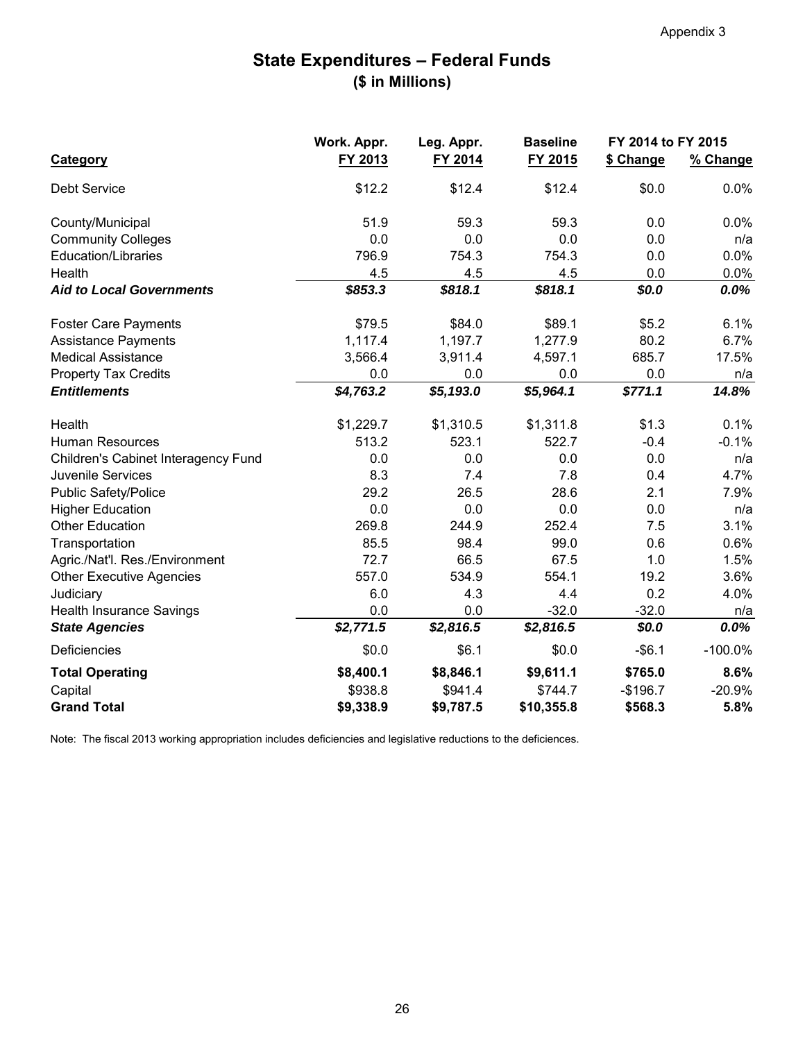Appendix 3

# State Expenditures – Federal Funds
## ($ in Millions)

| Category | Work. Appr. FY 2013 | Leg. Appr. FY 2014 | Baseline FY 2015 | FY 2014 to FY 2015 $ Change | FY 2014 to FY 2015 % Change |
|---|---|---|---|---|---|
| Debt Service | $12.2 | $12.4 | $12.4 | $0.0 | 0.0% |
| County/Municipal | 51.9 | 59.3 | 59.3 | 0.0 | 0.0% |
| Community Colleges | 0.0 | 0.0 | 0.0 | 0.0 | n/a |
| Education/Libraries | 796.9 | 754.3 | 754.3 | 0.0 | 0.0% |
| Health | 4.5 | 4.5 | 4.5 | 0.0 | 0.0% |
| ***Aid to Local Governments*** | ***$853.3*** | ***$818.1*** | ***$818.1*** | ***$0.0*** | ***0.0%*** |
| Foster Care Payments | $79.5 | $84.0 | $89.1 | $5.2 | 6.1% |
| Assistance Payments | 1,117.4 | 1,197.7 | 1,277.9 | 80.2 | 6.7% |
| Medical Assistance | 3,566.4 | 3,911.4 | 4,597.1 | 685.7 | 17.5% |
| Property Tax Credits | 0.0 | 0.0 | 0.0 | 0.0 | n/a |
| ***Entitlements*** | ***$4,763.2*** | ***$5,193.0*** | ***$5,964.1*** | ***$771.1*** | ***14.8%*** |
| Health | $1,229.7 | $1,310.5 | $1,311.8 | $1.3 | 0.1% |
| Human Resources | 513.2 | 523.1 | 522.7 | -0.4 | -0.1% |
| Children's Cabinet Interagency Fund | 0.0 | 0.0 | 0.0 | 0.0 | n/a |
| Juvenile Services | 8.3 | 7.4 | 7.8 | 0.4 | 4.7% |
| Public Safety/Police | 29.2 | 26.5 | 28.6 | 2.1 | 7.9% |
| Higher Education | 0.0 | 0.0 | 0.0 | 0.0 | n/a |
| Other Education | 269.8 | 244.9 | 252.4 | 7.5 | 3.1% |
| Transportation | 85.5 | 98.4 | 99.0 | 0.6 | 0.6% |
| Agric./Nat'l. Res./Environment | 72.7 | 66.5 | 67.5 | 1.0 | 1.5% |
| Other Executive Agencies | 557.0 | 534.9 | 554.1 | 19.2 | 3.6% |
| Judiciary | 6.0 | 4.3 | 4.4 | 0.2 | 4.0% |
| Health Insurance Savings | 0.0 | 0.0 | -32.0 | -32.0 | n/a |
| ***State Agencies*** | ***$2,771.5*** | ***$2,816.5*** | ***$2,816.5*** | ***$0.0*** | ***0.0%*** |
| Deficiencies | $0.0 | $6.1 | $0.0 | -$6.1 | -100.0% |
| **Total Operating** | **$8,400.1** | **$8,846.1** | **$9,611.1** | **$765.0** | **8.6%** |
| Capital | $938.8 | $941.4 | $744.7 | -$196.7 | -20.9% |
| **Grand Total** | **$9,338.9** | **$9,787.5** | **$10,355.8** | **$568.3** | **5.8%** |

Note: The fiscal 2013 working appropriation includes deficiencies and legislative reductions to the deficiences.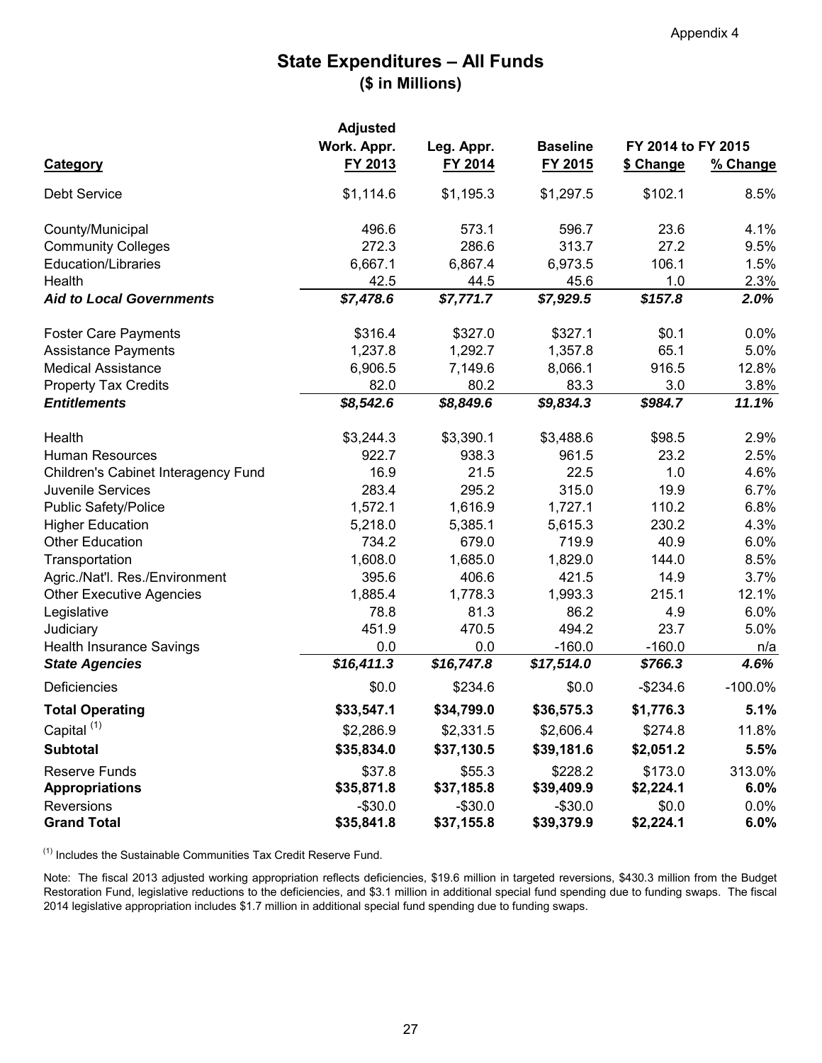Appendix 4

# State Expenditures – All Funds
## ($ in Millions)

| Category | Adjusted Work. Appr. FY 2013 | Leg. Appr. FY 2014 | Baseline FY 2015 | FY 2014 to FY 2015 $ Change | % Change |
|---|---|---|---|---|---|
| Debt Service | $1,114.6 | $1,195.3 | $1,297.5 | $102.1 | 8.5% |
| County/Municipal | 496.6 | 573.1 | 596.7 | 23.6 | 4.1% |
| Community Colleges | 272.3 | 286.6 | 313.7 | 27.2 | 9.5% |
| Education/Libraries | 6,667.1 | 6,867.4 | 6,973.5 | 106.1 | 1.5% |
| Health | 42.5 | 44.5 | 45.6 | 1.0 | 2.3% |
| ***Aid to Local Governments*** | ***$7,478.6*** | ***$7,771.7*** | ***$7,929.5*** | ***$157.8*** | ***2.0%*** |
| Foster Care Payments | $316.4 | $327.0 | $327.1 | $0.1 | 0.0% |
| Assistance Payments | 1,237.8 | 1,292.7 | 1,357.8 | 65.1 | 5.0% |
| Medical Assistance | 6,906.5 | 7,149.6 | 8,066.1 | 916.5 | 12.8% |
| Property Tax Credits | 82.0 | 80.2 | 83.3 | 3.0 | 3.8% |
| ***Entitlements*** | ***$8,542.6*** | ***$8,849.6*** | ***$9,834.3*** | ***$984.7*** | ***11.1%*** |
| Health | $3,244.3 | $3,390.1 | $3,488.6 | $98.5 | 2.9% |
| Human Resources | 922.7 | 938.3 | 961.5 | 23.2 | 2.5% |
| Children's Cabinet Interagency Fund | 16.9 | 21.5 | 22.5 | 1.0 | 4.6% |
| Juvenile Services | 283.4 | 295.2 | 315.0 | 19.9 | 6.7% |
| Public Safety/Police | 1,572.1 | 1,616.9 | 1,727.1 | 110.2 | 6.8% |
| Higher Education | 5,218.0 | 5,385.1 | 5,615.3 | 230.2 | 4.3% |
| Other Education | 734.2 | 679.0 | 719.9 | 40.9 | 6.0% |
| Transportation | 1,608.0 | 1,685.0 | 1,829.0 | 144.0 | 8.5% |
| Agric./Nat'l. Res./Environment | 395.6 | 406.6 | 421.5 | 14.9 | 3.7% |
| Other Executive Agencies | 1,885.4 | 1,778.3 | 1,993.3 | 215.1 | 12.1% |
| Legislative | 78.8 | 81.3 | 86.2 | 4.9 | 6.0% |
| Judiciary | 451.9 | 470.5 | 494.2 | 23.7 | 5.0% |
| Health Insurance Savings | 0.0 | 0.0 | -160.0 | -160.0 | n/a |
| ***State Agencies*** | ***$16,411.3*** | ***$16,747.8*** | ***$17,514.0*** | ***$766.3*** | ***4.6%*** |
| Deficiencies | $0.0 | $234.6 | $0.0 | -$234.6 | -100.0% |
| **Total Operating** | **$33,547.1** | **$34,799.0** | **$36,575.3** | **$1,776.3** | **5.1%** |
| Capital [1] | $2,286.9 | $2,331.5 | $2,606.4 | $274.8 | 11.8% |
| **Subtotal** | **$35,834.0** | **$37,130.5** | **$39,181.6** | **$2,051.2** | **5.5%** |
| Reserve Funds | $37.8 | $55.3 | $228.2 | $173.0 | 313.0% |
| **Appropriations** | **$35,871.8** | **$37,185.8** | **$39,409.9** | **$2,224.1** | **6.0%** |
| Reversions | -$30.0 | -$30.0 | -$30.0 | $0.0 | 0.0% |
| **Grand Total** | **$35,841.8** | **$37,155.8** | **$39,379.9** | **$2,224.1** | **6.0%** |

[1] Includes the Sustainable Communities Tax Credit Reserve Fund.

Note: The fiscal 2013 adjusted working appropriation reflects deficiencies, $19.6 million in targeted reversions, $430.3 million from the Budget Restoration Fund, legislative reductions to the deficiencies, and $3.1 million in additional special fund spending due to funding swaps. The fiscal 2014 legislative appropriation includes $1.7 million in additional special fund spending due to funding swaps.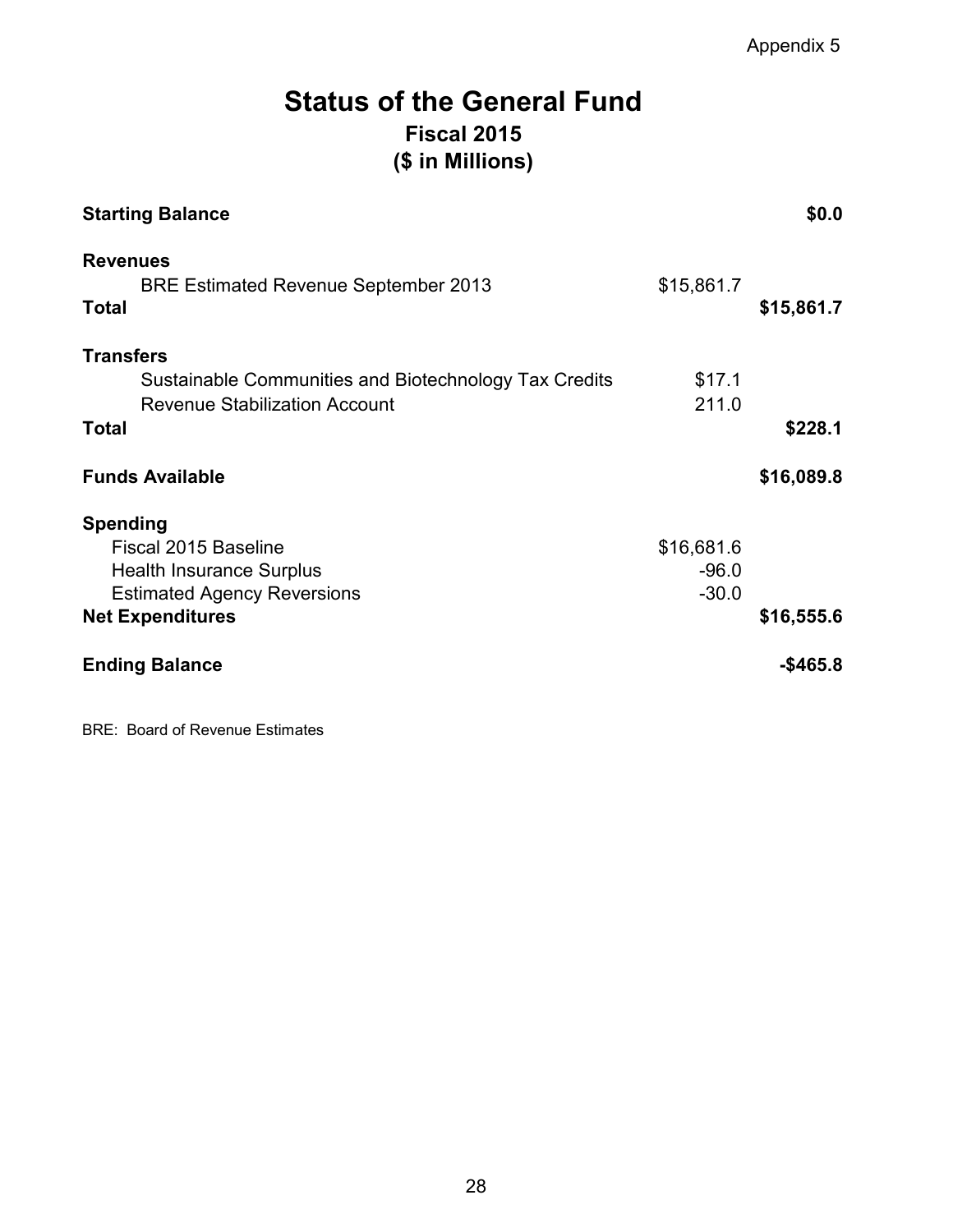Appendix 5

# Status of the General Fund

## Fiscal 2015

## ($ in Millions)

| | | |
|---|---|---|
| **Starting Balance** | | **$0.0** |
| | | |
| **Revenues** | | |
| BRE Estimated Revenue September 2013 | $15,861.7 | |
| **Total** | | **$15,861.7** |
| | | |
| **Transfers** | | |
| Sustainable Communities and Biotechnology Tax Credits | $17.1 | |
| Revenue Stabilization Account | 211.0 | |
| **Total** | | **$228.1** |
| | | |
| **Funds Available** | | **$16,089.8** |
| | | |
| **Spending** | | |
| Fiscal 2015 Baseline | $16,681.6 | |
| Health Insurance Surplus | -96.0 | |
| Estimated Agency Reversions | -30.0 | |
| **Net Expenditures** | | **$16,555.6** |
| | | |
| **Ending Balance** | | **-$465.8** |

BRE: Board of Revenue Estimates